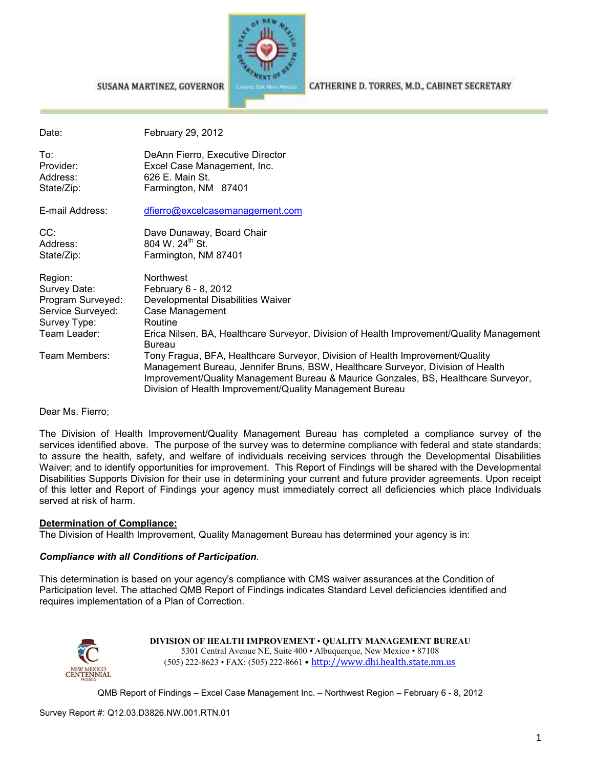SUSANA MARTINEZ, GOVERNOR

CATHERINE D. TORRES, M.D., CABINET SECRETARY

| | |
|---|---|
| Date: | February 29, 2012 |
| To: | DeAnn Fierro, Executive Director |
| Provider: | Excel Case Management, Inc. |
| Address: | 626 E. Main St. |
| State/Zip: | Farmington, NM 87401 |
| E-mail Address: | dfierro@excelcasemanagement.com |
| CC: | Dave Dunaway, Board Chair |
| Address: | 804 W. 24th St. |
| State/Zip: | Farmington, NM 87401 |
| Region: | Northwest |
| Survey Date: | February 6 - 8, 2012 |
| Program Surveyed: | Developmental Disabilities Waiver |
| Service Surveyed: | Case Management |
| Survey Type: | Routine |
| Team Leader: | Erica Nilsen, BA, Healthcare Surveyor, Division of Health Improvement/Quality Management Bureau |
| Team Members: | Tony Fragua, BFA, Healthcare Surveyor, Division of Health Improvement/Quality Management Bureau, Jennifer Bruns, BSW, Healthcare Surveyor, Division of Health Improvement/Quality Management Bureau & Maurice Gonzales, BS, Healthcare Surveyor, Division of Health Improvement/Quality Management Bureau |

Dear Ms. Fierro;

The Division of Health Improvement/Quality Management Bureau has completed a compliance survey of the services identified above. The purpose of the survey was to determine compliance with federal and state standards; to assure the health, safety, and welfare of individuals receiving services through the Developmental Disabilities Waiver; and to identify opportunities for improvement. This Report of Findings will be shared with the Developmental Disabilities Supports Division for their use in determining your current and future provider agreements. Upon receipt of this letter and Report of Findings your agency must immediately correct all deficiencies which place Individuals served at risk of harm.

**Determination of Compliance:**

The Division of Health Improvement, Quality Management Bureau has determined your agency is in:

***Compliance with all Conditions of Participation***.

This determination is based on your agency's compliance with CMS waiver assurances at the Condition of Participation level. The attached QMB Report of Findings indicates Standard Level deficiencies identified and requires implementation of a Plan of Correction.

**DIVISION OF HEALTH IMPROVEMENT • QUALITY MANAGEMENT BUREAU**
5301 Central Avenue NE, Suite 400 • Albuquerque, New Mexico • 87108
(505) 222-8623 • FAX: (505) 222-8661 • http://www.dhi.health.state.nm.us

QMB Report of Findings – Excel Case Management Inc. – Northwest Region – February 6 - 8, 2012

Survey Report #: Q12.03.D3826.NW.001.RTN.01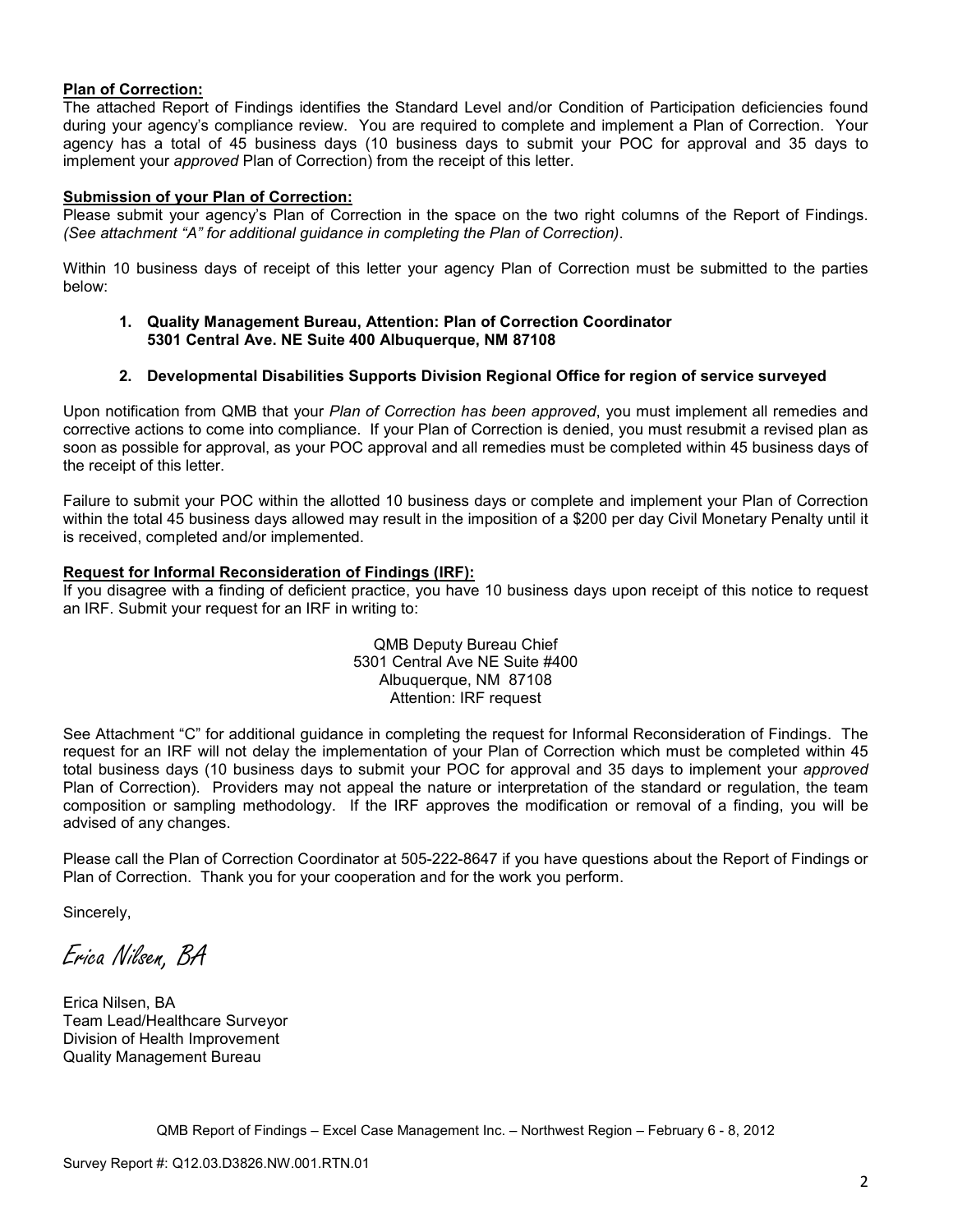**Plan of Correction:**

The attached Report of Findings identifies the Standard Level and/or Condition of Participation deficiencies found during your agency's compliance review. You are required to complete and implement a Plan of Correction. Your agency has a total of 45 business days (10 business days to submit your POC for approval and 35 days to implement your *approved* Plan of Correction) from the receipt of this letter.

**Submission of your Plan of Correction:**

Please submit your agency's Plan of Correction in the space on the two right columns of the Report of Findings. *(See attachment "A" for additional guidance in completing the Plan of Correction)*.

Within 10 business days of receipt of this letter your agency Plan of Correction must be submitted to the parties below:

1. **Quality Management Bureau, Attention: Plan of Correction Coordinator 5301 Central Ave. NE Suite 400 Albuquerque, NM 87108**

2. **Developmental Disabilities Supports Division Regional Office for region of service surveyed**

Upon notification from QMB that your *Plan of Correction has been approved*, you must implement all remedies and corrective actions to come into compliance. If your Plan of Correction is denied, you must resubmit a revised plan as soon as possible for approval, as your POC approval and all remedies must be completed within 45 business days of the receipt of this letter.

Failure to submit your POC within the allotted 10 business days or complete and implement your Plan of Correction within the total 45 business days allowed may result in the imposition of a $200 per day Civil Monetary Penalty until it is received, completed and/or implemented.

**Request for Informal Reconsideration of Findings (IRF):**

If you disagree with a finding of deficient practice, you have 10 business days upon receipt of this notice to request an IRF. Submit your request for an IRF in writing to:

QMB Deputy Bureau Chief
5301 Central Ave NE Suite #400
Albuquerque, NM 87108
Attention: IRF request

See Attachment "C" for additional guidance in completing the request for Informal Reconsideration of Findings. The request for an IRF will not delay the implementation of your Plan of Correction which must be completed within 45 total business days (10 business days to submit your POC for approval and 35 days to implement your *approved* Plan of Correction). Providers may not appeal the nature or interpretation of the standard or regulation, the team composition or sampling methodology. If the IRF approves the modification or removal of a finding, you will be advised of any changes.

Please call the Plan of Correction Coordinator at 505-222-8647 if you have questions about the Report of Findings or Plan of Correction. Thank you for your cooperation and for the work you perform.

Sincerely,

*Erica Nilsen, BA*

Erica Nilsen, BA
Team Lead/Healthcare Surveyor
Division of Health Improvement
Quality Management Bureau

QMB Report of Findings – Excel Case Management Inc. – Northwest Region – February 6 - 8, 2012

Survey Report #: Q12.03.D3826.NW.001.RTN.01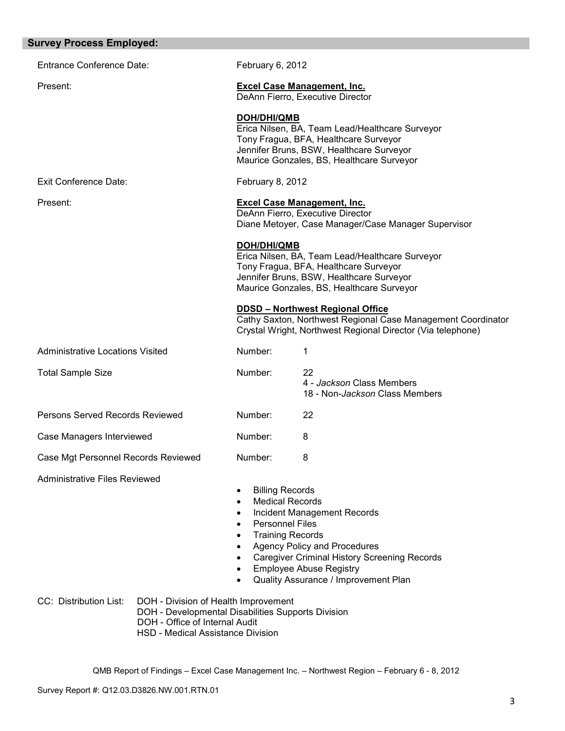## Survey Process Employed:

Entrance Conference Date: February 6, 2012

Present:

**Excel Case Management, Inc.**
DeAnn Fierro, Executive Director

**DOH/DHI/QMB**
Erica Nilsen, BA, Team Lead/Healthcare Surveyor
Tony Fragua, BFA, Healthcare Surveyor
Jennifer Bruns, BSW, Healthcare Surveyor
Maurice Gonzales, BS, Healthcare Surveyor

Exit Conference Date: February 8, 2012

Present:

**Excel Case Management, Inc.**
DeAnn Fierro, Executive Director
Diane Metoyer, Case Manager/Case Manager Supervisor

**DOH/DHI/QMB**
Erica Nilsen, BA, Team Lead/Healthcare Surveyor
Tony Fragua, BFA, Healthcare Surveyor
Jennifer Bruns, BSW, Healthcare Surveyor
Maurice Gonzales, BS, Healthcare Surveyor

**DDSD – Northwest Regional Office**
Cathy Saxton, Northwest Regional Case Management Coordinator
Crystal Wright, Northwest Regional Director (Via telephone)

Administrative Locations Visited — Number: 1

Total Sample Size — Number: 22
- 4 - *Jackson* Class Members
- 18 - Non-*Jackson* Class Members

Persons Served Records Reviewed — Number: 22

Case Managers Interviewed — Number: 8

Case Mgt Personnel Records Reviewed — Number: 8

Administrative Files Reviewed

- Billing Records
- Medical Records
- Incident Management Records
- Personnel Files
- Training Records
- Agency Policy and Procedures
- Caregiver Criminal History Screening Records
- Employee Abuse Registry
- Quality Assurance / Improvement Plan

CC: Distribution List:
- DOH - Division of Health Improvement
- DOH - Developmental Disabilities Supports Division
- DOH - Office of Internal Audit
- HSD - Medical Assistance Division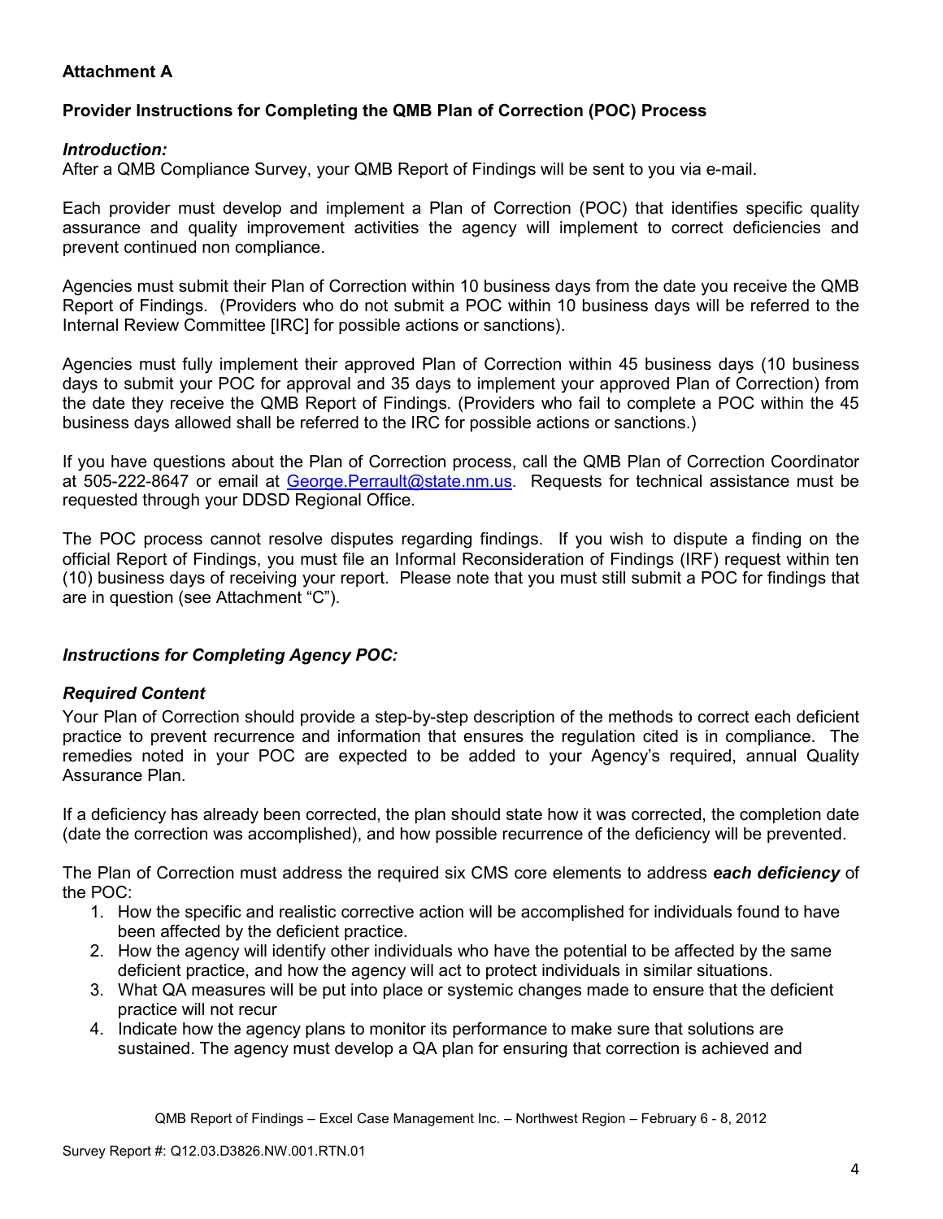**Attachment A**

**Provider Instructions for Completing the QMB Plan of Correction (POC) Process**

***Introduction:***

After a QMB Compliance Survey, your QMB Report of Findings will be sent to you via e-mail.

Each provider must develop and implement a Plan of Correction (POC) that identifies specific quality assurance and quality improvement activities the agency will implement to correct deficiencies and prevent continued non compliance.

Agencies must submit their Plan of Correction within 10 business days from the date you receive the QMB Report of Findings. (Providers who do not submit a POC within 10 business days will be referred to the Internal Review Committee [IRC] for possible actions or sanctions).

Agencies must fully implement their approved Plan of Correction within 45 business days (10 business days to submit your POC for approval and 35 days to implement your approved Plan of Correction) from the date they receive the QMB Report of Findings. (Providers who fail to complete a POC within the 45 business days allowed shall be referred to the IRC for possible actions or sanctions.)

If you have questions about the Plan of Correction process, call the QMB Plan of Correction Coordinator at 505-222-8647 or email at George.Perrault@state.nm.us. Requests for technical assistance must be requested through your DDSD Regional Office.

The POC process cannot resolve disputes regarding findings. If you wish to dispute a finding on the official Report of Findings, you must file an Informal Reconsideration of Findings (IRF) request within ten (10) business days of receiving your report. Please note that you must still submit a POC for findings that are in question (see Attachment "C").

***Instructions for Completing Agency POC:***

***Required Content***

Your Plan of Correction should provide a step-by-step description of the methods to correct each deficient practice to prevent recurrence and information that ensures the regulation cited is in compliance. The remedies noted in your POC are expected to be added to your Agency's required, annual Quality Assurance Plan.

If a deficiency has already been corrected, the plan should state how it was corrected, the completion date (date the correction was accomplished), and how possible recurrence of the deficiency will be prevented.

The Plan of Correction must address the required six CMS core elements to address ***each deficiency*** of the POC:

1. How the specific and realistic corrective action will be accomplished for individuals found to have been affected by the deficient practice.
2. How the agency will identify other individuals who have the potential to be affected by the same deficient practice, and how the agency will act to protect individuals in similar situations.
3. What QA measures will be put into place or systemic changes made to ensure that the deficient practice will not recur
4. Indicate how the agency plans to monitor its performance to make sure that solutions are sustained. The agency must develop a QA plan for ensuring that correction is achieved and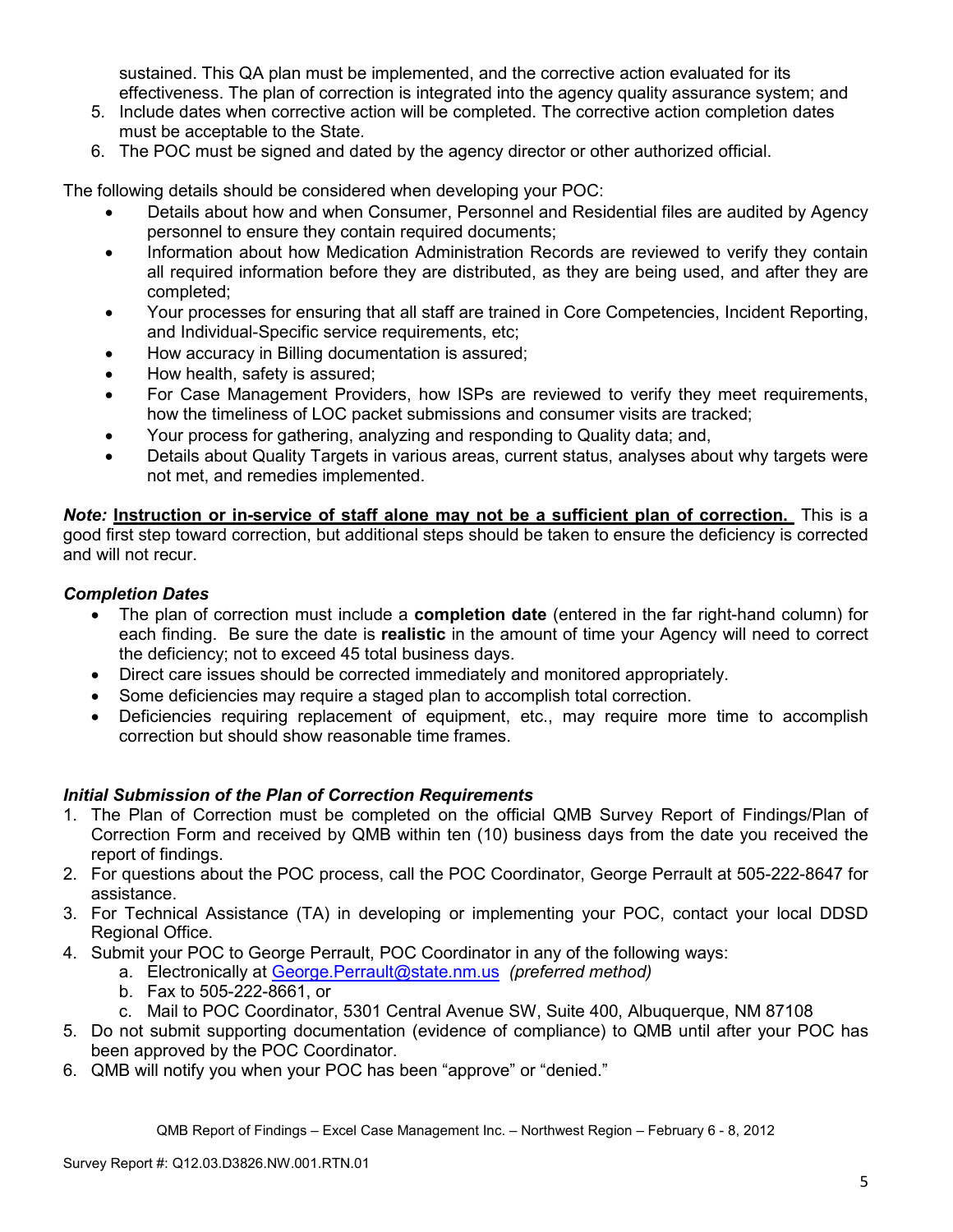sustained. This QA plan must be implemented, and the corrective action evaluated for its effectiveness. The plan of correction is integrated into the agency quality assurance system; and

5. Include dates when corrective action will be completed. The corrective action completion dates must be acceptable to the State.
6. The POC must be signed and dated by the agency director or other authorized official.

The following details should be considered when developing your POC:

- Details about how and when Consumer, Personnel and Residential files are audited by Agency personnel to ensure they contain required documents;
- Information about how Medication Administration Records are reviewed to verify they contain all required information before they are distributed, as they are being used, and after they are completed;
- Your processes for ensuring that all staff are trained in Core Competencies, Incident Reporting, and Individual-Specific service requirements, etc;
- How accuracy in Billing documentation is assured;
- How health, safety is assured;
- For Case Management Providers, how ISPs are reviewed to verify they meet requirements, how the timeliness of LOC packet submissions and consumer visits are tracked;
- Your process for gathering, analyzing and responding to Quality data; and,
- Details about Quality Targets in various areas, current status, analyses about why targets were not met, and remedies implemented.

***Note:*** **Instruction or in-service of staff alone may not be a sufficient plan of correction.** This is a good first step toward correction, but additional steps should be taken to ensure the deficiency is corrected and will not recur.

### *Completion Dates*

- The plan of correction must include a **completion date** (entered in the far right-hand column) for each finding. Be sure the date is **realistic** in the amount of time your Agency will need to correct the deficiency; not to exceed 45 total business days.
- Direct care issues should be corrected immediately and monitored appropriately.
- Some deficiencies may require a staged plan to accomplish total correction.
- Deficiencies requiring replacement of equipment, etc., may require more time to accomplish correction but should show reasonable time frames.

### *Initial Submission of the Plan of Correction Requirements*

1. The Plan of Correction must be completed on the official QMB Survey Report of Findings/Plan of Correction Form and received by QMB within ten (10) business days from the date you received the report of findings.
2. For questions about the POC process, call the POC Coordinator, George Perrault at 505-222-8647 for assistance.
3. For Technical Assistance (TA) in developing or implementing your POC, contact your local DDSD Regional Office.
4. Submit your POC to George Perrault, POC Coordinator in any of the following ways:
   a. Electronically at George.Perrault@state.nm.us *(preferred method)*
   b. Fax to 505-222-8661, or
   c. Mail to POC Coordinator, 5301 Central Avenue SW, Suite 400, Albuquerque, NM 87108
5. Do not submit supporting documentation (evidence of compliance) to QMB until after your POC has been approved by the POC Coordinator.
6. QMB will notify you when your POC has been "approve" or "denied."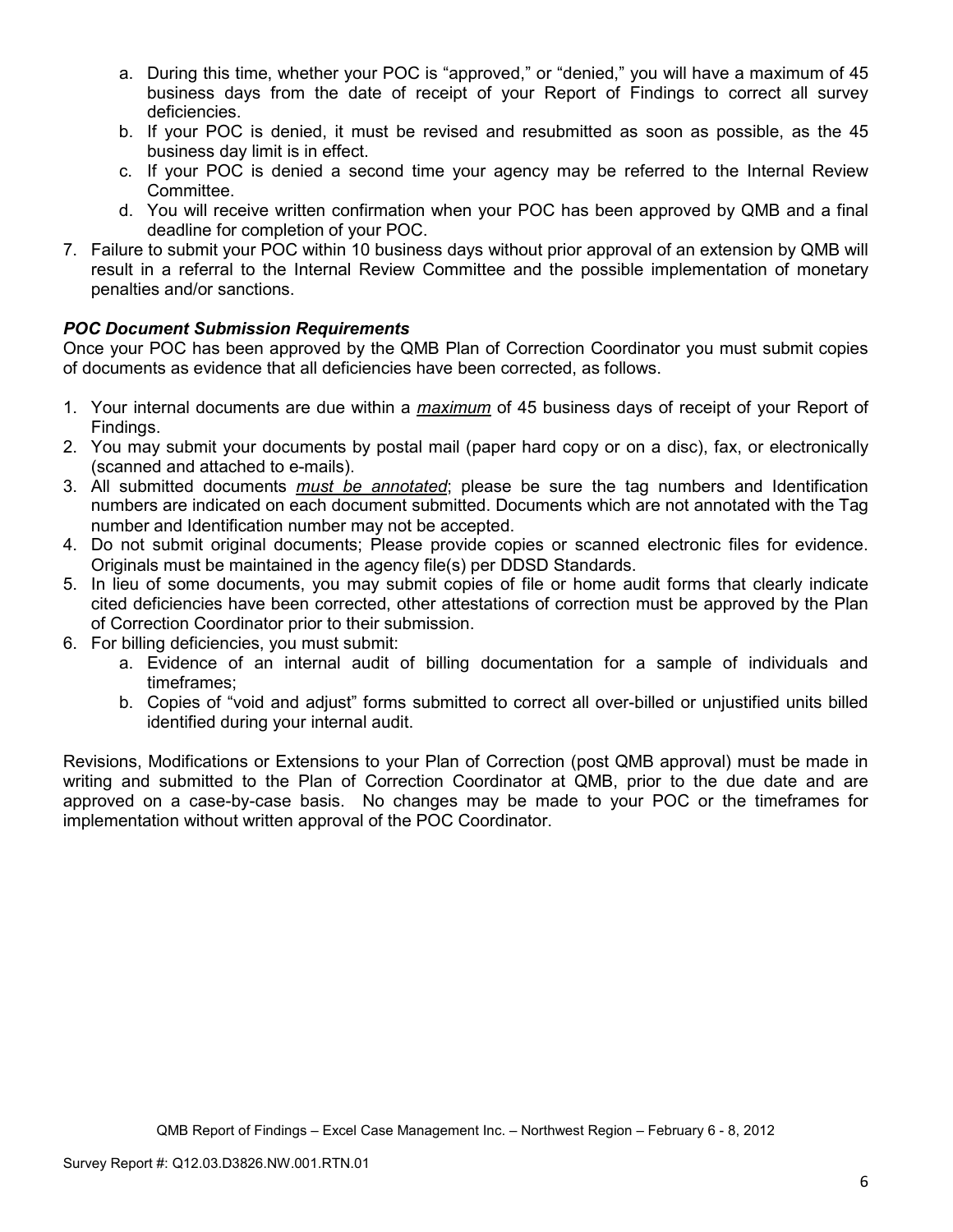a. During this time, whether your POC is "approved," or "denied," you will have a maximum of 45 business days from the date of receipt of your Report of Findings to correct all survey deficiencies.
   b. If your POC is denied, it must be revised and resubmitted as soon as possible, as the 45 business day limit is in effect.
   c. If your POC is denied a second time your agency may be referred to the Internal Review Committee.
   d. You will receive written confirmation when your POC has been approved by QMB and a final deadline for completion of your POC.

7. Failure to submit your POC within 10 business days without prior approval of an extension by QMB will result in a referral to the Internal Review Committee and the possible implementation of monetary penalties and/or sanctions.

***POC Document Submission Requirements***

Once your POC has been approved by the QMB Plan of Correction Coordinator you must submit copies of documents as evidence that all deficiencies have been corrected, as follows.

1. Your internal documents are due within a ***maximum*** of 45 business days of receipt of your Report of Findings.
2. You may submit your documents by postal mail (paper hard copy or on a disc), fax, or electronically (scanned and attached to e-mails).
3. All submitted documents ***must be annotated***; please be sure the tag numbers and Identification numbers are indicated on each document submitted. Documents which are not annotated with the Tag number and Identification number may not be accepted.
4. Do not submit original documents; Please provide copies or scanned electronic files for evidence. Originals must be maintained in the agency file(s) per DDSD Standards.
5. In lieu of some documents, you may submit copies of file or home audit forms that clearly indicate cited deficiencies have been corrected, other attestations of correction must be approved by the Plan of Correction Coordinator prior to their submission.
6. For billing deficiencies, you must submit:
   a. Evidence of an internal audit of billing documentation for a sample of individuals and timeframes;
   b. Copies of "void and adjust" forms submitted to correct all over-billed or unjustified units billed identified during your internal audit.

Revisions, Modifications or Extensions to your Plan of Correction (post QMB approval) must be made in writing and submitted to the Plan of Correction Coordinator at QMB, prior to the due date and are approved on a case-by-case basis. No changes may be made to your POC or the timeframes for implementation without written approval of the POC Coordinator.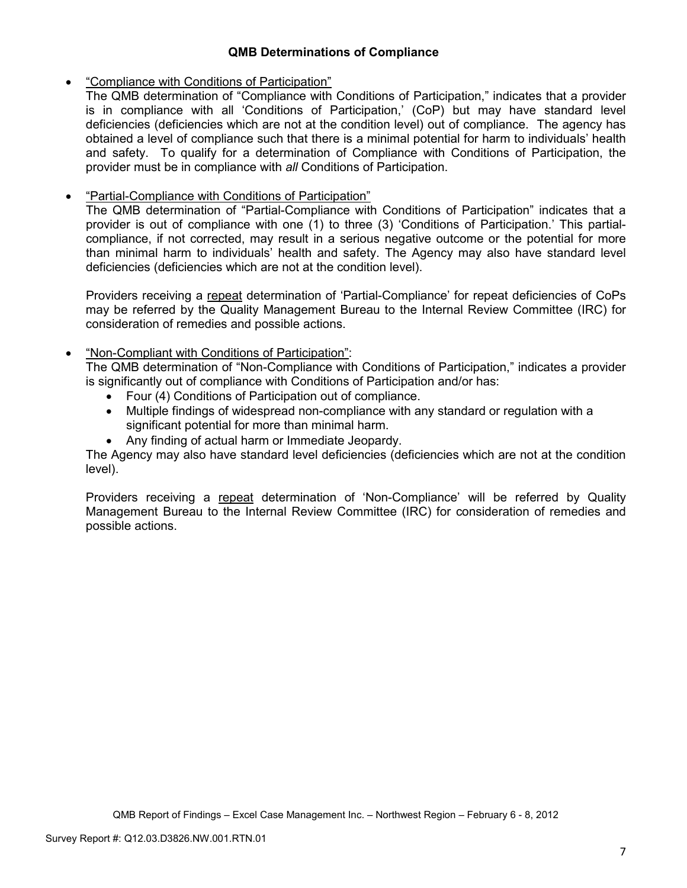## QMB Determinations of Compliance

- "Compliance with Conditions of Participation"
  The QMB determination of "Compliance with Conditions of Participation," indicates that a provider is in compliance with all 'Conditions of Participation,' (CoP) but may have standard level deficiencies (deficiencies which are not at the condition level) out of compliance. The agency has obtained a level of compliance such that there is a minimal potential for harm to individuals' health and safety. To qualify for a determination of Compliance with Conditions of Participation, the provider must be in compliance with *all* Conditions of Participation.

- "Partial-Compliance with Conditions of Participation"
  The QMB determination of "Partial-Compliance with Conditions of Participation" indicates that a provider is out of compliance with one (1) to three (3) 'Conditions of Participation.' This partial-compliance, if not corrected, may result in a serious negative outcome or the potential for more than minimal harm to individuals' health and safety. The Agency may also have standard level deficiencies (deficiencies which are not at the condition level).

  Providers receiving a repeat determination of 'Partial-Compliance' for repeat deficiencies of CoPs may be referred by the Quality Management Bureau to the Internal Review Committee (IRC) for consideration of remedies and possible actions.

- "Non-Compliant with Conditions of Participation":
  The QMB determination of "Non-Compliance with Conditions of Participation," indicates a provider is significantly out of compliance with Conditions of Participation and/or has:
  - Four (4) Conditions of Participation out of compliance.
  - Multiple findings of widespread non-compliance with any standard or regulation with a significant potential for more than minimal harm.
  - Any finding of actual harm or Immediate Jeopardy.

  The Agency may also have standard level deficiencies (deficiencies which are not at the condition level).

  Providers receiving a repeat determination of 'Non-Compliance' will be referred by Quality Management Bureau to the Internal Review Committee (IRC) for consideration of remedies and possible actions.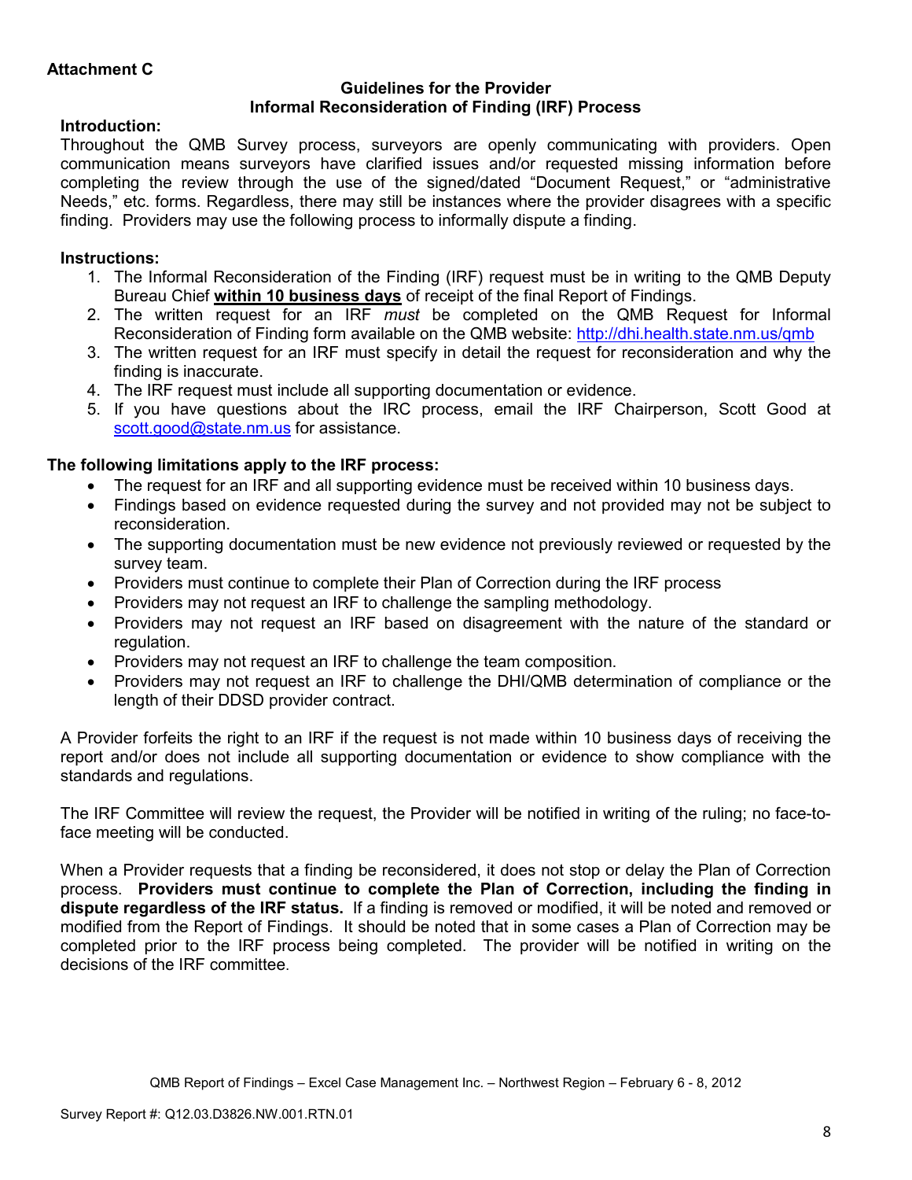**Attachment C**

## Guidelines for the Provider
## Informal Reconsideration of Finding (IRF) Process

**Introduction:**

Throughout the QMB Survey process, surveyors are openly communicating with providers. Open communication means surveyors have clarified issues and/or requested missing information before completing the review through the use of the signed/dated "Document Request," or "administrative Needs," etc. forms. Regardless, there may still be instances where the provider disagrees with a specific finding. Providers may use the following process to informally dispute a finding.

**Instructions:**

1. The Informal Reconsideration of the Finding (IRF) request must be in writing to the QMB Deputy Bureau Chief **within 10 business days** of receipt of the final Report of Findings.
2. The written request for an IRF *must* be completed on the QMB Request for Informal Reconsideration of Finding form available on the QMB website: http://dhi.health.state.nm.us/qmb
3. The written request for an IRF must specify in detail the request for reconsideration and why the finding is inaccurate.
4. The IRF request must include all supporting documentation or evidence.
5. If you have questions about the IRC process, email the IRF Chairperson, Scott Good at scott.good@state.nm.us for assistance.

**The following limitations apply to the IRF process:**

- The request for an IRF and all supporting evidence must be received within 10 business days.
- Findings based on evidence requested during the survey and not provided may not be subject to reconsideration.
- The supporting documentation must be new evidence not previously reviewed or requested by the survey team.
- Providers must continue to complete their Plan of Correction during the IRF process
- Providers may not request an IRF to challenge the sampling methodology.
- Providers may not request an IRF based on disagreement with the nature of the standard or regulation.
- Providers may not request an IRF to challenge the team composition.
- Providers may not request an IRF to challenge the DHI/QMB determination of compliance or the length of their DDSD provider contract.

A Provider forfeits the right to an IRF if the request is not made within 10 business days of receiving the report and/or does not include all supporting documentation or evidence to show compliance with the standards and regulations.

The IRF Committee will review the request, the Provider will be notified in writing of the ruling; no face-to-face meeting will be conducted.

When a Provider requests that a finding be reconsidered, it does not stop or delay the Plan of Correction process. **Providers must continue to complete the Plan of Correction, including the finding in dispute regardless of the IRF status.** If a finding is removed or modified, it will be noted and removed or modified from the Report of Findings. It should be noted that in some cases a Plan of Correction may be completed prior to the IRF process being completed. The provider will be notified in writing on the decisions of the IRF committee.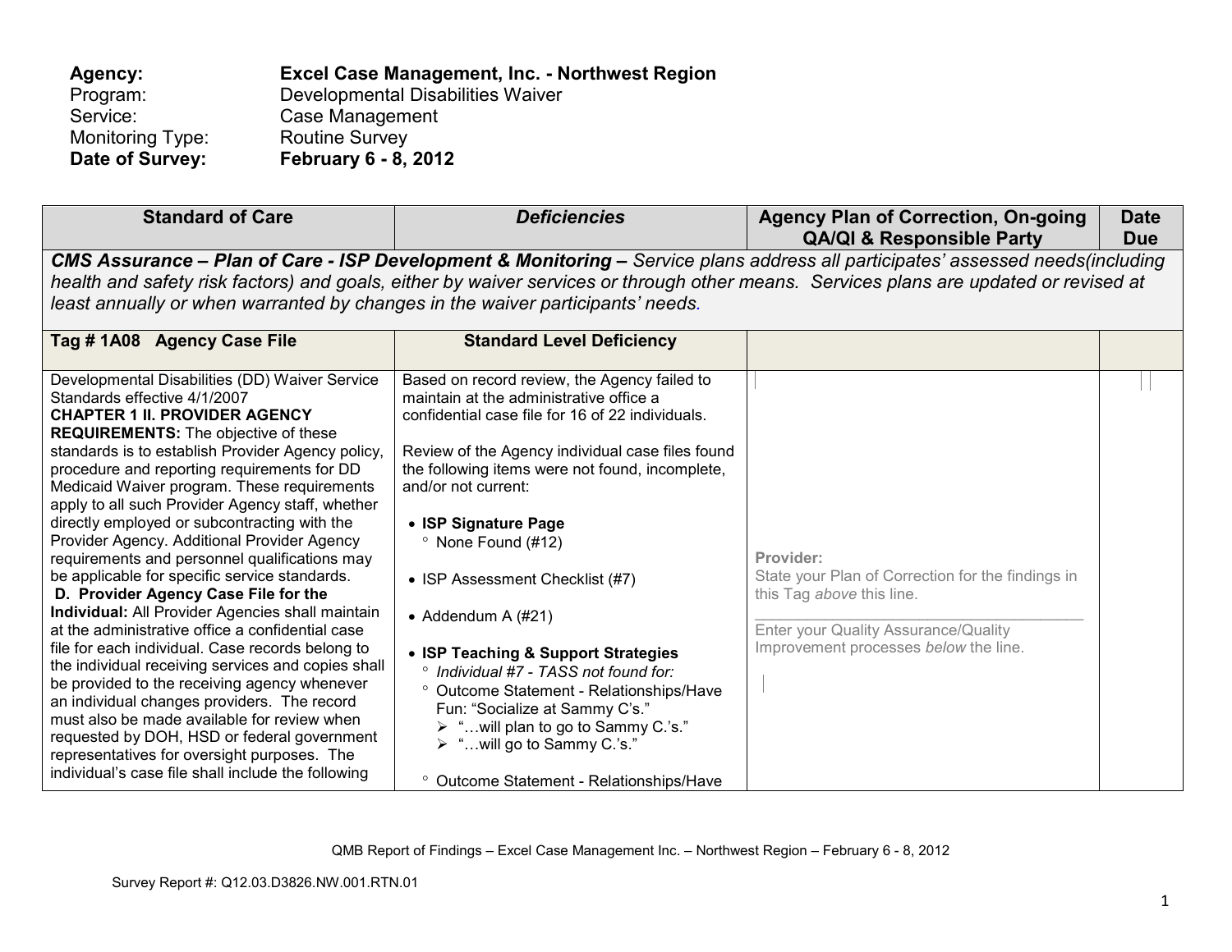**Agency:** **Excel Case Management, Inc. - Northwest Region**
Program: Developmental Disabilities Waiver
Service: Case Management
Monitoring Type: Routine Survey
**Date of Survey:** **February 6 - 8, 2012**

| Standard of Care | *Deficiencies* | Agency Plan of Correction, On-going QA/QI & Responsible Party | Date Due |
|---|---|---|---|
| ***CMS Assurance – Plan of Care - ISP Development & Monitoring –*** *Service plans address all participates' assessed needs(including health and safety risk factors) and goals, either by waiver services or through other means. Services plans are updated or revised at least annually or when warranted by changes in the waiver participants' needs.* | | | |
| **Tag # 1A08 Agency Case File** | **Standard Level Deficiency** | | |
| Developmental Disabilities (DD) Waiver Service Standards effective 4/1/2007<br>**CHAPTER 1 II. PROVIDER AGENCY REQUIREMENTS:** The objective of these standards is to establish Provider Agency policy, procedure and reporting requirements for DD Medicaid Waiver program. These requirements apply to all such Provider Agency staff, whether directly employed or subcontracting with the Provider Agency. Additional Provider Agency requirements and personnel qualifications may be applicable for specific service standards.<br>**D. Provider Agency Case File for the Individual:** All Provider Agencies shall maintain at the administrative office a confidential case file for each individual. Case records belong to the individual receiving services and copies shall be provided to the receiving agency whenever an individual changes providers. The record must also be made available for review when requested by DOH, HSD or federal government representatives for oversight purposes. The individual's case file shall include the following | Based on record review, the Agency failed to maintain at the administrative office a confidential case file for 16 of 22 individuals.<br><br>Review of the Agency individual case files found the following items were not found, incomplete, and/or not current:<br><br>• **ISP Signature Page**<br>° None Found (#12)<br><br>• ISP Assessment Checklist (#7)<br><br>• Addendum A (#21)<br><br>• **ISP Teaching & Support Strategies**<br>° *Individual #7 - TASS not found for:*<br>° Outcome Statement - Relationships/Have Fun: "Socialize at Sammy C's."<br>➢ "…will plan to go to Sammy C.'s."<br>➢ "…will go to Sammy C.'s."<br><br>° Outcome Statement - Relationships/Have | **Provider:**<br>State your Plan of Correction for the findings in this Tag *above* this line.<br>\_\_\_\_\_\_\_\_\_\_\_\_\_\_\_\_\_\_\_\_\_\_\_\_\_\_\_\_\_\_\_\_\_\_\_\_\_\_<br>Enter your Quality Assurance/Quality Improvement processes *below* the line. | |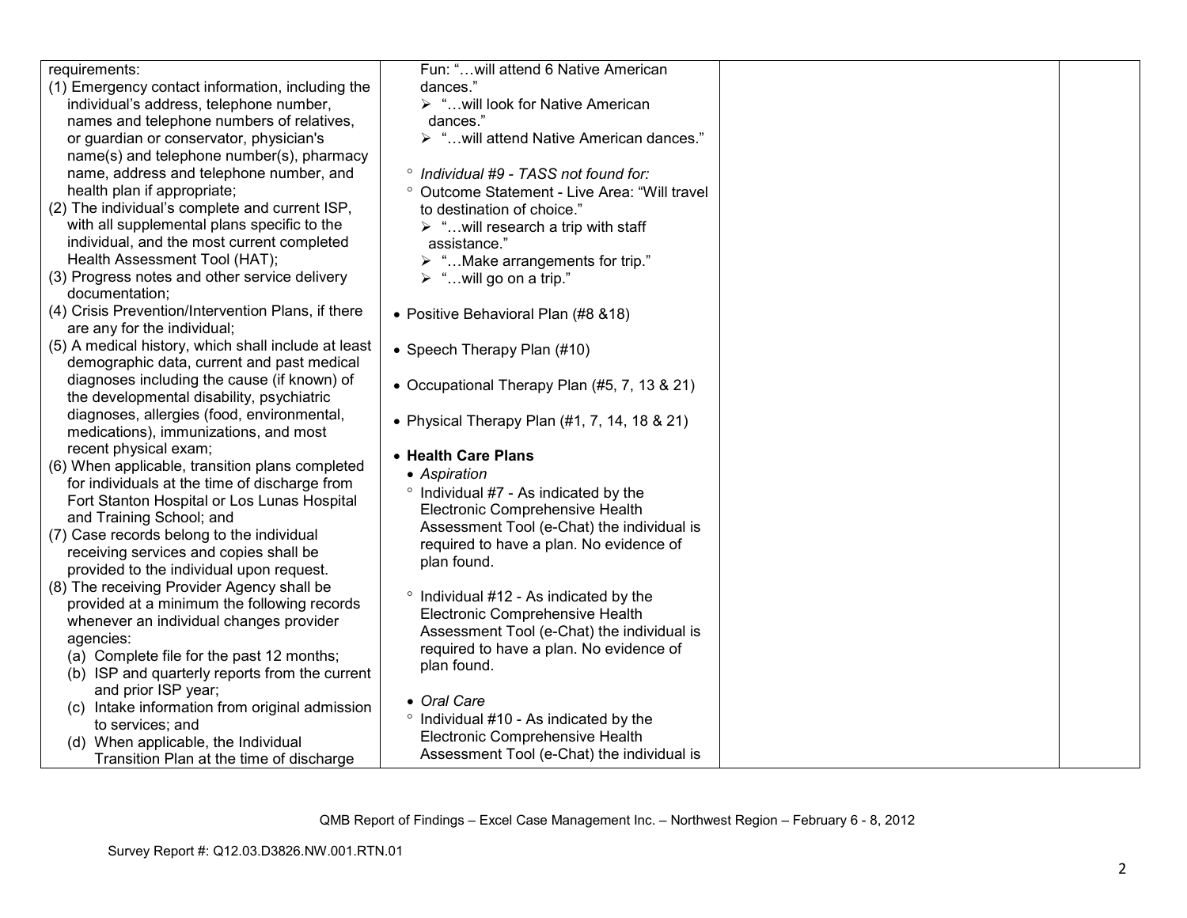| | | | |
|---|---|---|---|
| requirements:<br>(1) Emergency contact information, including the individual's address, telephone number, names and telephone numbers of relatives, or guardian or conservator, physician's name(s) and telephone number(s), pharmacy name, address and telephone number, and health plan if appropriate;<br>(2) The individual's complete and current ISP, with all supplemental plans specific to the individual, and the most current completed Health Assessment Tool (HAT);<br>(3) Progress notes and other service delivery documentation;<br>(4) Crisis Prevention/Intervention Plans, if there are any for the individual;<br>(5) A medical history, which shall include at least demographic data, current and past medical diagnoses including the cause (if known) of the developmental disability, psychiatric diagnoses, allergies (food, environmental, medications), immunizations, and most recent physical exam;<br>(6) When applicable, transition plans completed for individuals at the time of discharge from Fort Stanton Hospital or Los Lunas Hospital and Training School; and<br>(7) Case records belong to the individual receiving services and copies shall be provided to the individual upon request.<br>(8) The receiving Provider Agency shall be provided at a minimum the following records whenever an individual changes provider agencies:<br>(a) Complete file for the past 12 months;<br>(b) ISP and quarterly reports from the current and prior ISP year;<br>(c) Intake information from original admission to services; and<br>(d) When applicable, the Individual Transition Plan at the time of discharge | Fun: "…will attend 6 Native American dances."<br>➢ "…will look for Native American dances."<br>➢ "…will attend Native American dances."<br><br>° *Individual #9 - TASS not found for:*<br>° Outcome Statement - Live Area: "Will travel to destination of choice."<br>➢ "…will research a trip with staff assistance."<br>➢ "…Make arrangements for trip."<br>➢ "…will go on a trip."<br><br>• Positive Behavioral Plan (#8 &18)<br><br>• Speech Therapy Plan (#10)<br><br>• Occupational Therapy Plan (#5, 7, 13 & 21)<br><br>• Physical Therapy Plan (#1, 7, 14, 18 & 21)<br><br>• **Health Care Plans**<br>• *Aspiration*<br>° Individual #7 - As indicated by the Electronic Comprehensive Health Assessment Tool (e-Chat) the individual is required to have a plan. No evidence of plan found.<br><br>° Individual #12 - As indicated by the Electronic Comprehensive Health Assessment Tool (e-Chat) the individual is required to have a plan. No evidence of plan found.<br><br>• *Oral Care*<br>° Individual #10 - As indicated by the Electronic Comprehensive Health Assessment Tool (e-Chat) the individual is | | |

QMB Report of Findings – Excel Case Management Inc. – Northwest Region – February 6 - 8, 2012

Survey Report #: Q12.03.D3826.NW.001.RTN.01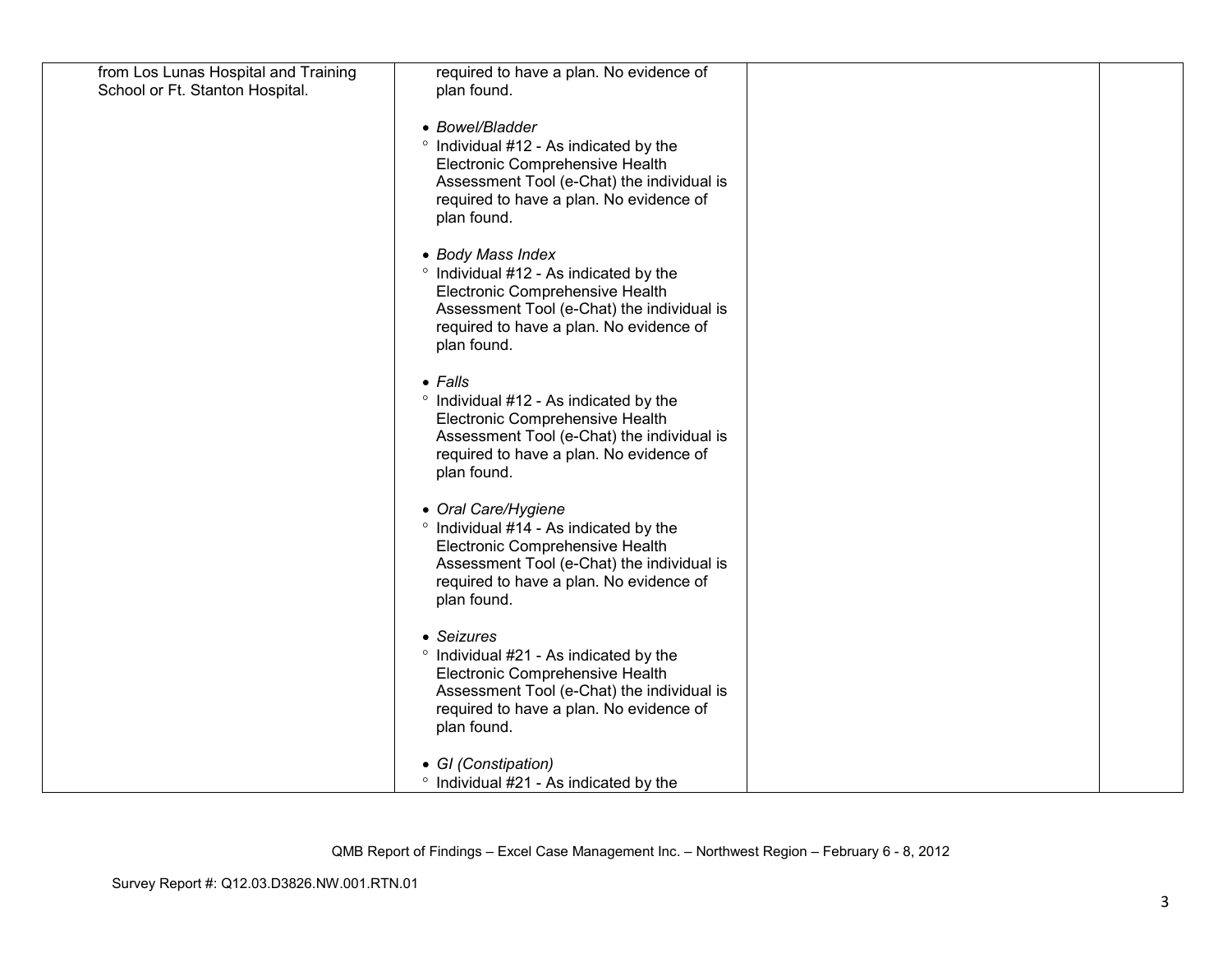| | | | |
|---|---|---|---|
| from Los Lunas Hospital and Training School or Ft. Stanton Hospital. | required to have a plan. No evidence of plan found.<br><br>• *Bowel/Bladder*<br>° Individual #12 - As indicated by the Electronic Comprehensive Health Assessment Tool (e-Chat) the individual is required to have a plan. No evidence of plan found.<br><br>• *Body Mass Index*<br>° Individual #12 - As indicated by the Electronic Comprehensive Health Assessment Tool (e-Chat) the individual is required to have a plan. No evidence of plan found.<br><br>• *Falls*<br>° Individual #12 - As indicated by the Electronic Comprehensive Health Assessment Tool (e-Chat) the individual is required to have a plan. No evidence of plan found.<br><br>• *Oral Care/Hygiene*<br>° Individual #14 - As indicated by the Electronic Comprehensive Health Assessment Tool (e-Chat) the individual is required to have a plan. No evidence of plan found.<br><br>• *Seizures*<br>° Individual #21 - As indicated by the Electronic Comprehensive Health Assessment Tool (e-Chat) the individual is required to have a plan. No evidence of plan found.<br><br>• *GI (Constipation)*<br>° Individual #21 - As indicated by the | | |

QMB Report of Findings – Excel Case Management Inc. – Northwest Region – February 6 - 8, 2012

Survey Report #: Q12.03.D3826.NW.001.RTN.01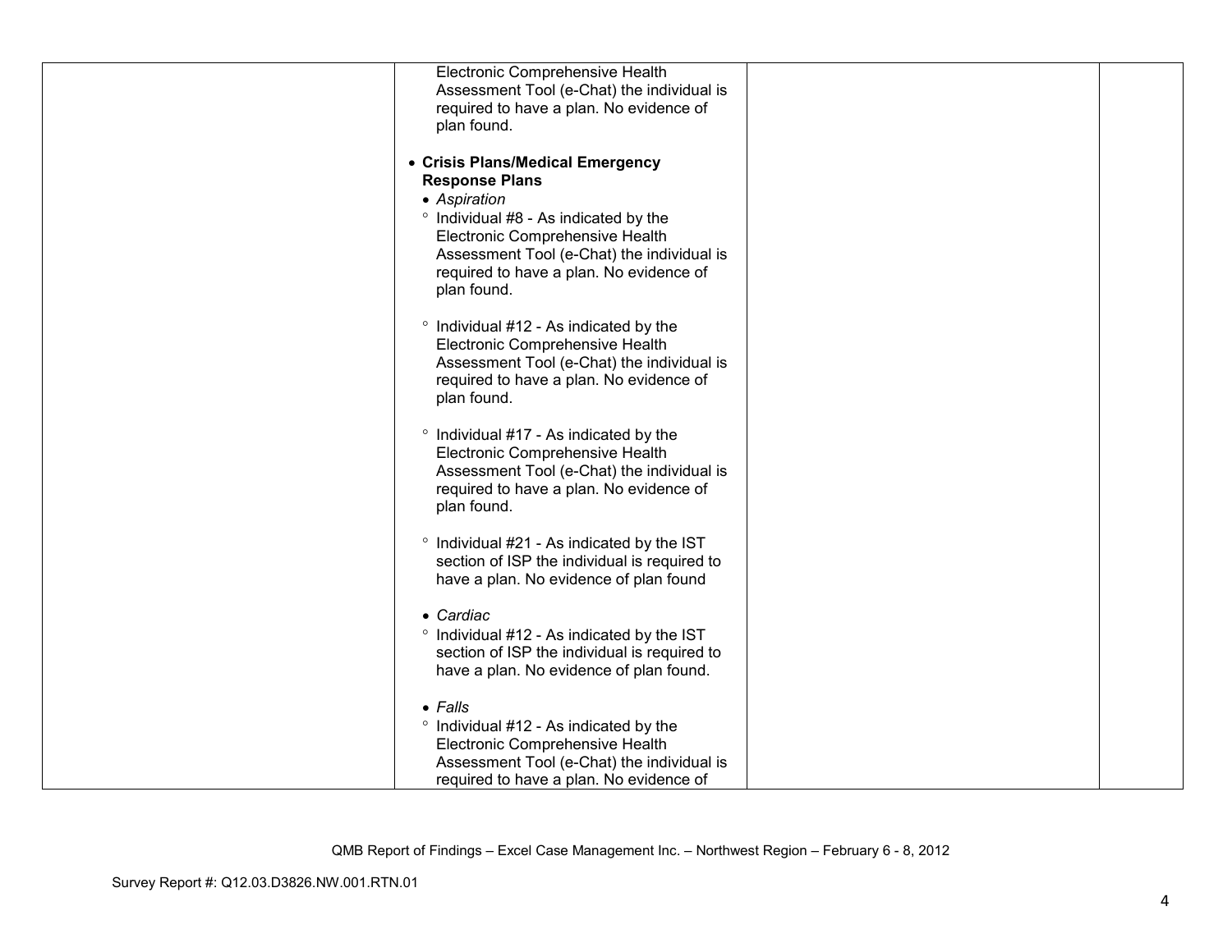| | | | |
|---|---|---|---|
| | Electronic Comprehensive Health Assessment Tool (e-Chat) the individual is required to have a plan. No evidence of plan found.<br><br>• **Crisis Plans/Medical Emergency Response Plans**<br>  • *Aspiration*<br>  ° Individual #8 - As indicated by the Electronic Comprehensive Health Assessment Tool (e-Chat) the individual is required to have a plan. No evidence of plan found.<br><br>  ° Individual #12 - As indicated by the Electronic Comprehensive Health Assessment Tool (e-Chat) the individual is required to have a plan. No evidence of plan found.<br><br>  ° Individual #17 - As indicated by the Electronic Comprehensive Health Assessment Tool (e-Chat) the individual is required to have a plan. No evidence of plan found.<br><br>  ° Individual #21 - As indicated by the IST section of ISP the individual is required to have a plan. No evidence of plan found<br><br>  • *Cardiac*<br>  ° Individual #12 - As indicated by the IST section of ISP the individual is required to have a plan. No evidence of plan found.<br><br>  • *Falls*<br>  ° Individual #12 - As indicated by the Electronic Comprehensive Health Assessment Tool (e-Chat) the individual is required to have a plan. No evidence of | | |

QMB Report of Findings – Excel Case Management Inc. – Northwest Region – February 6 - 8, 2012

Survey Report #: Q12.03.D3826.NW.001.RTN.01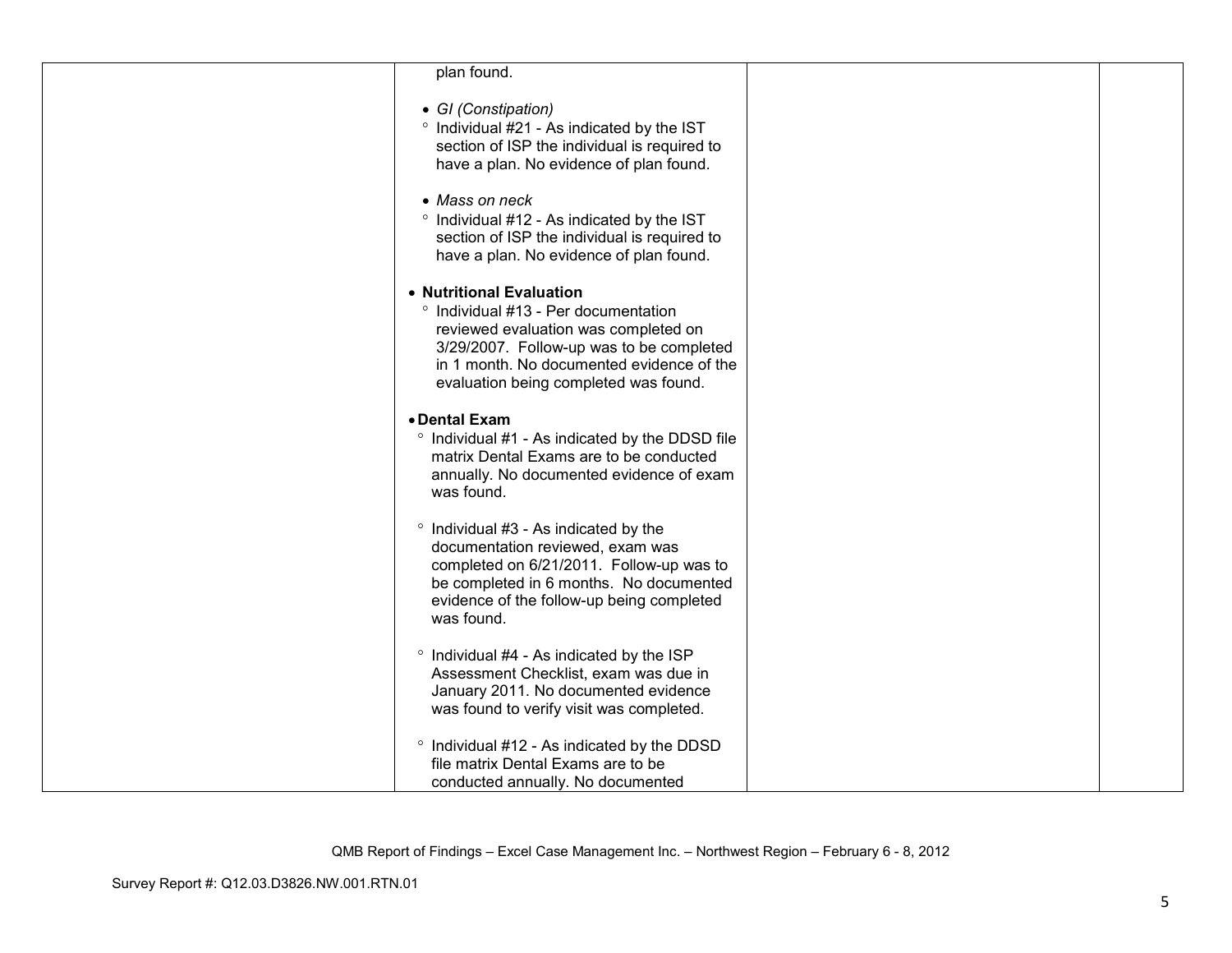| | | | |
|---|---|---|---|
| | plan found.<br><br>• *GI (Constipation)*<br>  ° Individual #21 - As indicated by the IST section of ISP the individual is required to have a plan. No evidence of plan found.<br><br>• *Mass on neck*<br>  ° Individual #12 - As indicated by the IST section of ISP the individual is required to have a plan. No evidence of plan found.<br><br>• **Nutritional Evaluation**<br>  ° Individual #13 - Per documentation reviewed evaluation was completed on 3/29/2007. Follow-up was to be completed in 1 month. No documented evidence of the evaluation being completed was found.<br><br>• **Dental Exam**<br>  ° Individual #1 - As indicated by the DDSD file matrix Dental Exams are to be conducted annually. No documented evidence of exam was found.<br><br>  ° Individual #3 - As indicated by the documentation reviewed, exam was completed on 6/21/2011. Follow-up was to be completed in 6 months. No documented evidence of the follow-up being completed was found.<br><br>  ° Individual #4 - As indicated by the ISP Assessment Checklist, exam was due in January 2011. No documented evidence was found to verify visit was completed.<br><br>  ° Individual #12 - As indicated by the DDSD file matrix Dental Exams are to be conducted annually. No documented | | |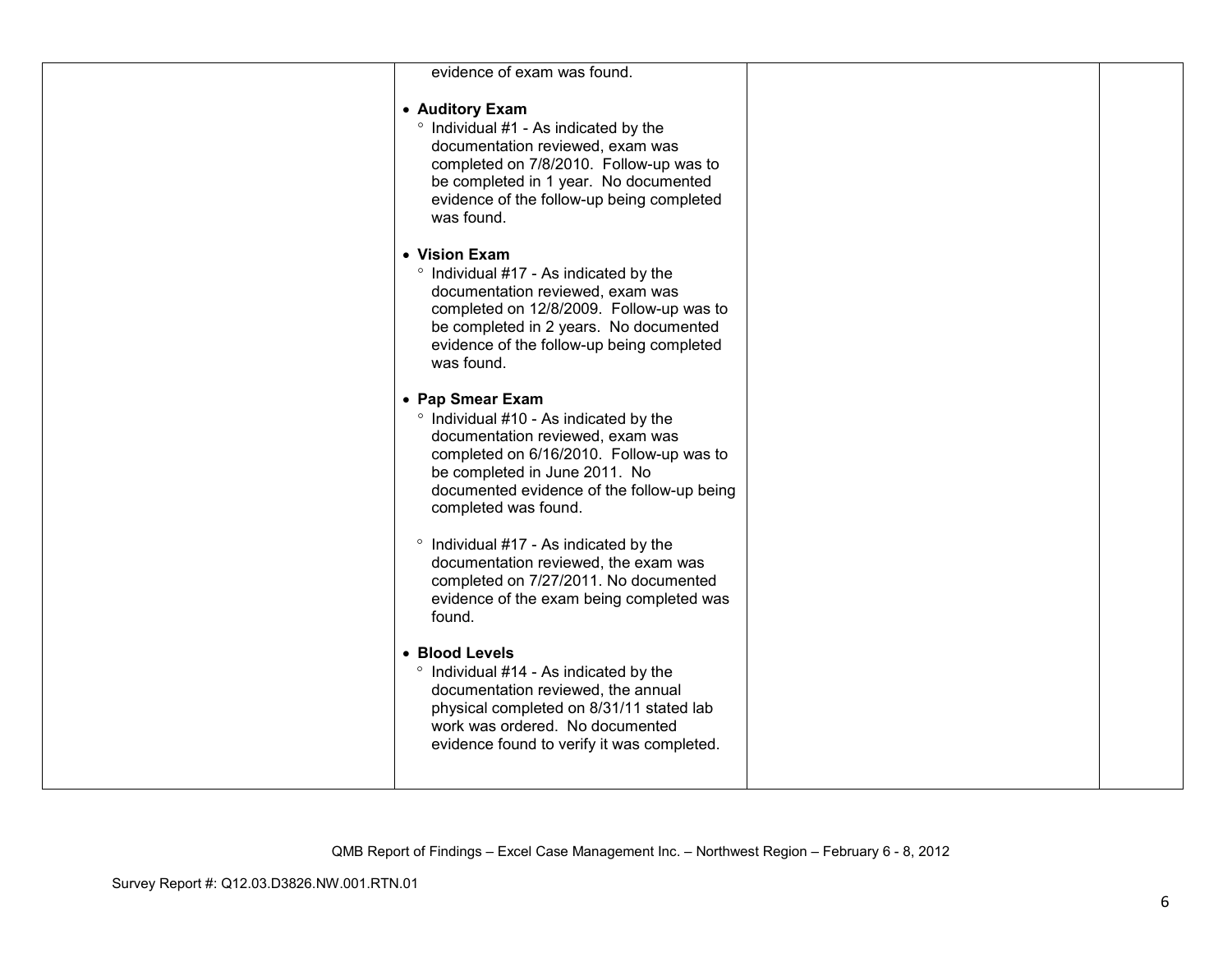| | | | |
|---|---|---|---|
| | evidence of exam was found.<br><br>• **Auditory Exam**<br>  ◦ Individual #1 - As indicated by the documentation reviewed, exam was completed on 7/8/2010. Follow-up was to be completed in 1 year. No documented evidence of the follow-up being completed was found.<br><br>• **Vision Exam**<br>  ◦ Individual #17 - As indicated by the documentation reviewed, exam was completed on 12/8/2009. Follow-up was to be completed in 2 years. No documented evidence of the follow-up being completed was found.<br><br>• **Pap Smear Exam**<br>  ◦ Individual #10 - As indicated by the documentation reviewed, exam was completed on 6/16/2010. Follow-up was to be completed in June 2011. No documented evidence of the follow-up being completed was found.<br><br>  ◦ Individual #17 - As indicated by the documentation reviewed, the exam was completed on 7/27/2011. No documented evidence of the exam being completed was found.<br><br>• **Blood Levels**<br>  ◦ Individual #14 - As indicated by the documentation reviewed, the annual physical completed on 8/31/11 stated lab work was ordered. No documented evidence found to verify it was completed. | | |

QMB Report of Findings – Excel Case Management Inc. – Northwest Region – February 6 - 8, 2012

Survey Report #: Q12.03.D3826.NW.001.RTN.01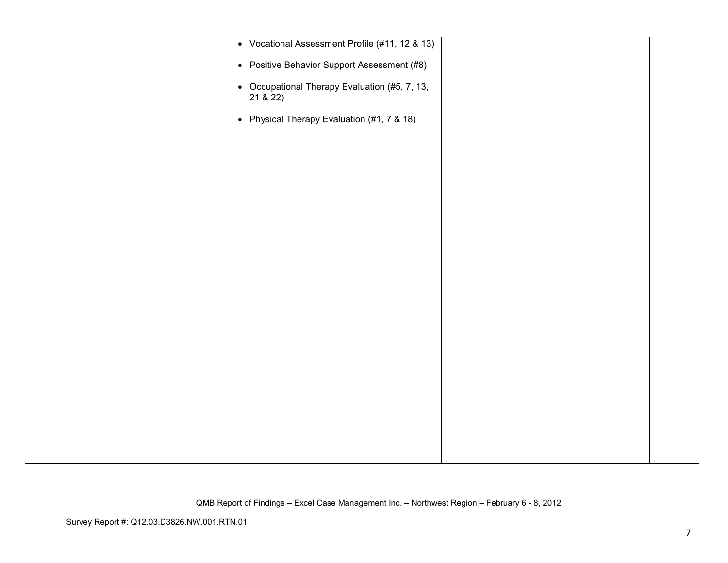| | | | |
|---|---|---|---|
| | • Vocational Assessment Profile (#11, 12 & 13)<br><br>• Positive Behavior Support Assessment (#8)<br><br>• Occupational Therapy Evaluation (#5, 7, 13, 21 & 22)<br><br>• Physical Therapy Evaluation (#1, 7 & 18) | | |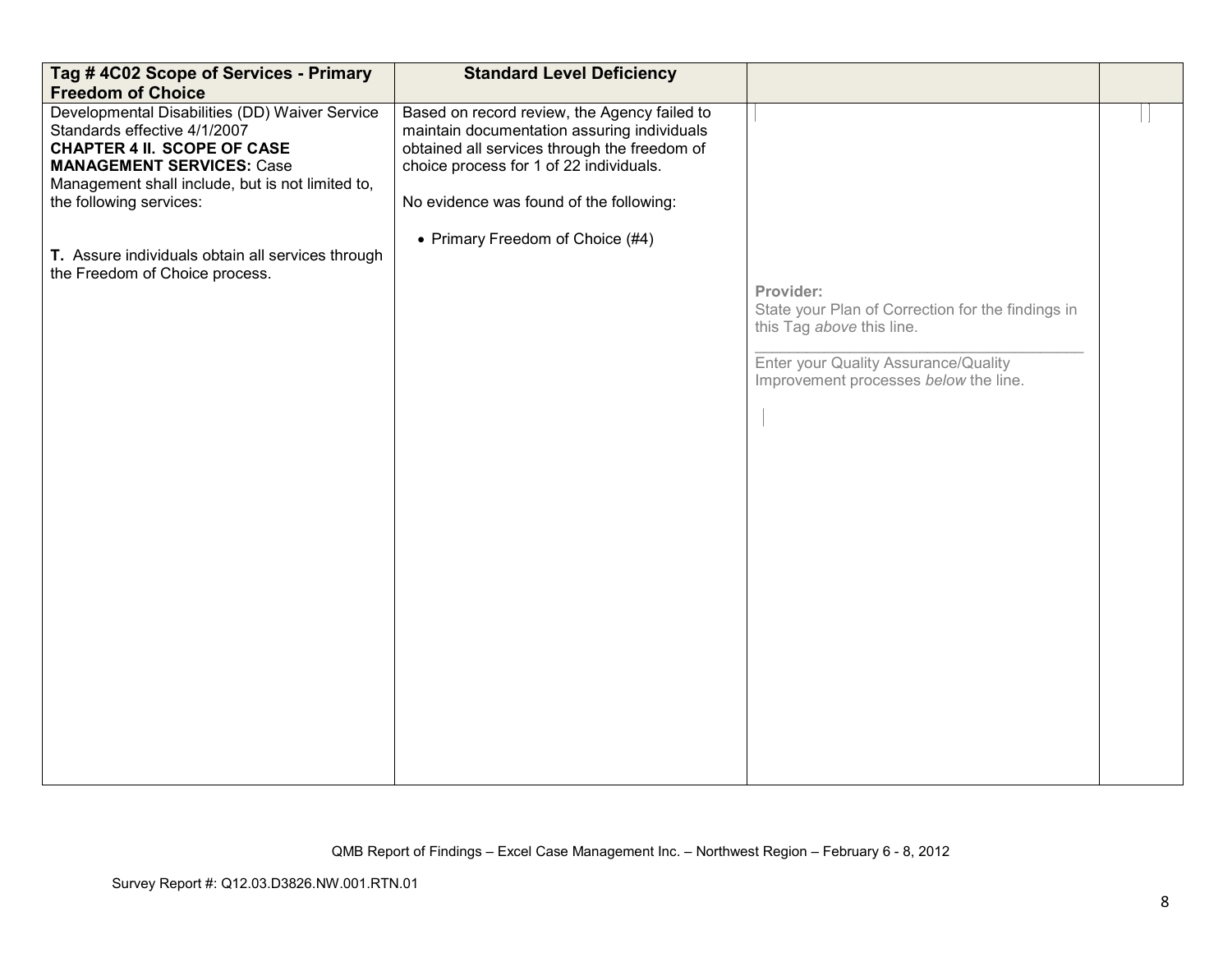| Tag # 4C02 Scope of Services - Primary Freedom of Choice | Standard Level Deficiency | | |
|---|---|---|---|
| Developmental Disabilities (DD) Waiver Service Standards effective 4/1/2007<br>**CHAPTER 4 II. SCOPE OF CASE MANAGEMENT SERVICES:** Case Management shall include, but is not limited to, the following services:<br><br>**T.** Assure individuals obtain all services through the Freedom of Choice process. | Based on record review, the Agency failed to maintain documentation assuring individuals obtained all services through the freedom of choice process for 1 of 22 individuals.<br><br>No evidence was found of the following:<br><br>• Primary Freedom of Choice (#4) | **Provider:**<br>State your Plan of Correction for the findings in this Tag *above* this line.<br>\_\_\_\_\_\_\_\_\_\_\_\_\_\_\_\_\_\_\_\_\_\_\_\_\_\_\_\_\_\_\_\_\_\_\_\_<br>Enter your Quality Assurance/Quality Improvement processes *below* the line. | |

QMB Report of Findings – Excel Case Management Inc. – Northwest Region – February 6 - 8, 2012

Survey Report #: Q12.03.D3826.NW.001.RTN.01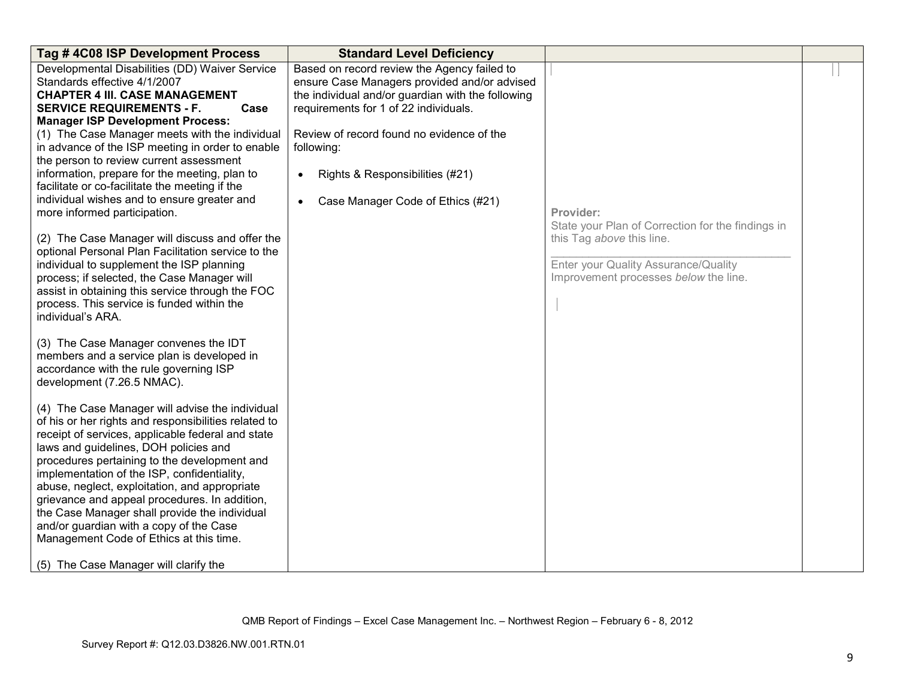| Tag # 4C08 ISP Development Process | Standard Level Deficiency | | |
|---|---|---|---|
| Developmental Disabilities (DD) Waiver Service Standards effective 4/1/2007<br>**CHAPTER 4 III. CASE MANAGEMENT SERVICE REQUIREMENTS - F. Case Manager ISP Development Process:**<br>(1) The Case Manager meets with the individual in advance of the ISP meeting in order to enable the person to review current assessment information, prepare for the meeting, plan to facilitate or co-facilitate the meeting if the individual wishes and to ensure greater and more informed participation.<br><br>(2) The Case Manager will discuss and offer the optional Personal Plan Facilitation service to the individual to supplement the ISP planning process; if selected, the Case Manager will assist in obtaining this service through the FOC process. This service is funded within the individual's ARA.<br><br>(3) The Case Manager convenes the IDT members and a service plan is developed in accordance with the rule governing ISP development (7.26.5 NMAC).<br><br>(4) The Case Manager will advise the individual of his or her rights and responsibilities related to receipt of services, applicable federal and state laws and guidelines, DOH policies and procedures pertaining to the development and implementation of the ISP, confidentiality, abuse, neglect, exploitation, and appropriate grievance and appeal procedures. In addition, the Case Manager shall provide the individual and/or guardian with a copy of the Case Management Code of Ethics at this time.<br><br>(5) The Case Manager will clarify the | Based on record review the Agency failed to ensure Case Managers provided and/or advised the individual and/or guardian with the following requirements for 1 of 22 individuals.<br><br>Review of record found no evidence of the following:<br><br>• Rights & Responsibilities (#21)<br><br>• Case Manager Code of Ethics (#21) | **Provider:**<br>State your Plan of Correction for the findings in this Tag *above* this line.<br>______________________________<br>Enter your Quality Assurance/Quality Improvement processes *below* the line. | |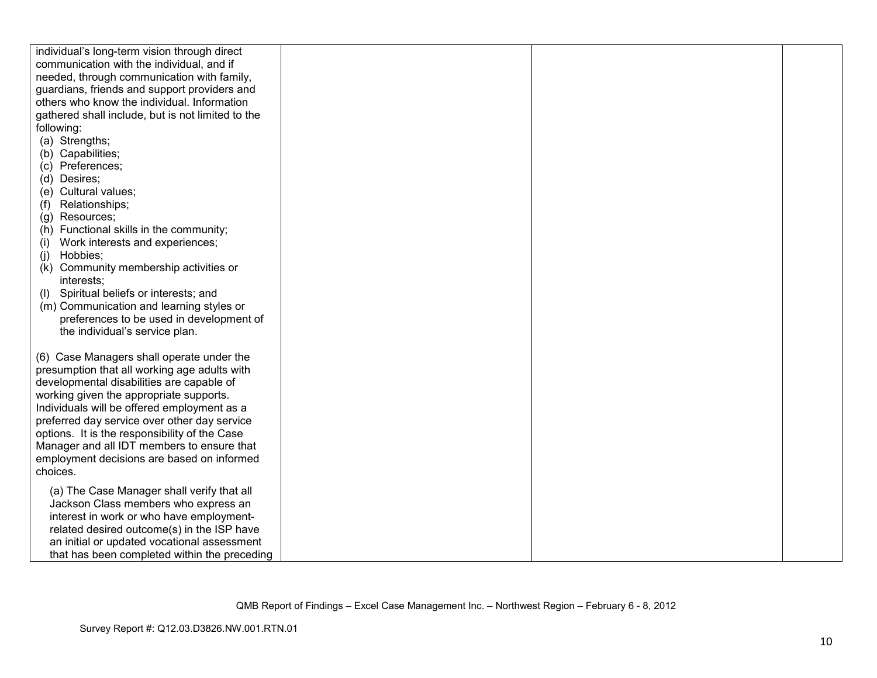| | | | |
|---|---|---|---|
| individual's long-term vision through direct communication with the individual, and if needed, through communication with family, guardians, friends and support providers and others who know the individual. Information gathered shall include, but is not limited to the following:<br>(a) Strengths;<br>(b) Capabilities;<br>(c) Preferences;<br>(d) Desires;<br>(e) Cultural values;<br>(f) Relationships;<br>(g) Resources;<br>(h) Functional skills in the community;<br>(i) Work interests and experiences;<br>(j) Hobbies;<br>(k) Community membership activities or interests;<br>(l) Spiritual beliefs or interests; and<br>(m) Communication and learning styles or preferences to be used in development of the individual's service plan.<br><br>(6) Case Managers shall operate under the presumption that all working age adults with developmental disabilities are capable of working given the appropriate supports. Individuals will be offered employment as a preferred day service over other day service options. It is the responsibility of the Case Manager and all IDT members to ensure that employment decisions are based on informed choices.<br><br>(a) The Case Manager shall verify that all Jackson Class members who express an interest in work or who have employment-related desired outcome(s) in the ISP have an initial or updated vocational assessment that has been completed within the preceding | | | |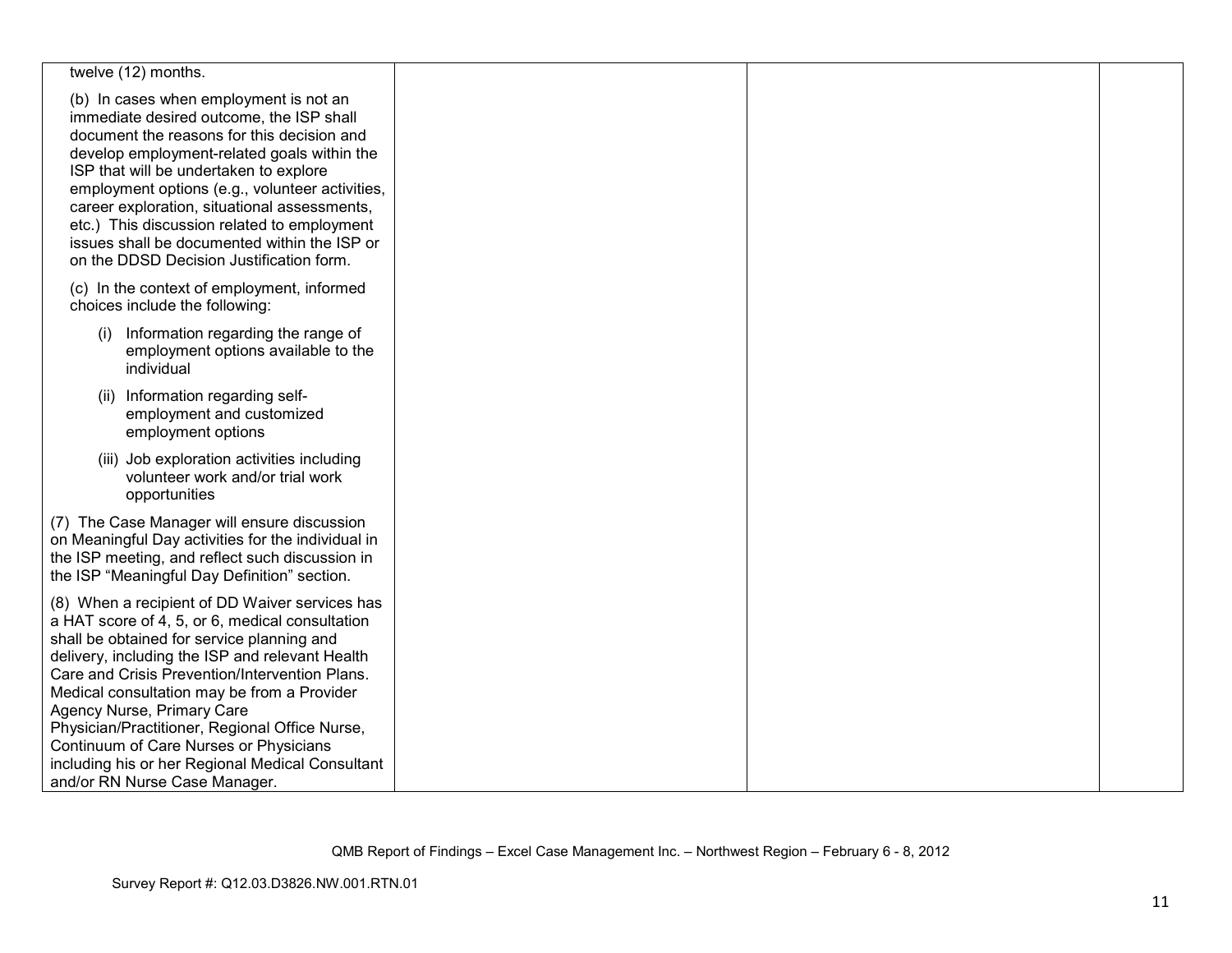| | | | |
|---|---|---|---|
| twelve (12) months.<br><br>(b) In cases when employment is not an immediate desired outcome, the ISP shall document the reasons for this decision and develop employment-related goals within the ISP that will be undertaken to explore employment options (e.g., volunteer activities, career exploration, situational assessments, etc.) This discussion related to employment issues shall be documented within the ISP or on the DDSD Decision Justification form.<br><br>(c) In the context of employment, informed choices include the following:<br><br>(i) Information regarding the range of employment options available to the individual<br><br>(ii) Information regarding self-employment and customized employment options<br><br>(iii) Job exploration activities including volunteer work and/or trial work opportunities<br><br>(7) The Case Manager will ensure discussion on Meaningful Day activities for the individual in the ISP meeting, and reflect such discussion in the ISP "Meaningful Day Definition" section.<br><br>(8) When a recipient of DD Waiver services has a HAT score of 4, 5, or 6, medical consultation shall be obtained for service planning and delivery, including the ISP and relevant Health Care and Crisis Prevention/Intervention Plans. Medical consultation may be from a Provider Agency Nurse, Primary Care Physician/Practitioner, Regional Office Nurse, Continuum of Care Nurses or Physicians including his or her Regional Medical Consultant and/or RN Nurse Case Manager. | | | |

QMB Report of Findings – Excel Case Management Inc. – Northwest Region – February 6 - 8, 2012

Survey Report #: Q12.03.D3826.NW.001.RTN.01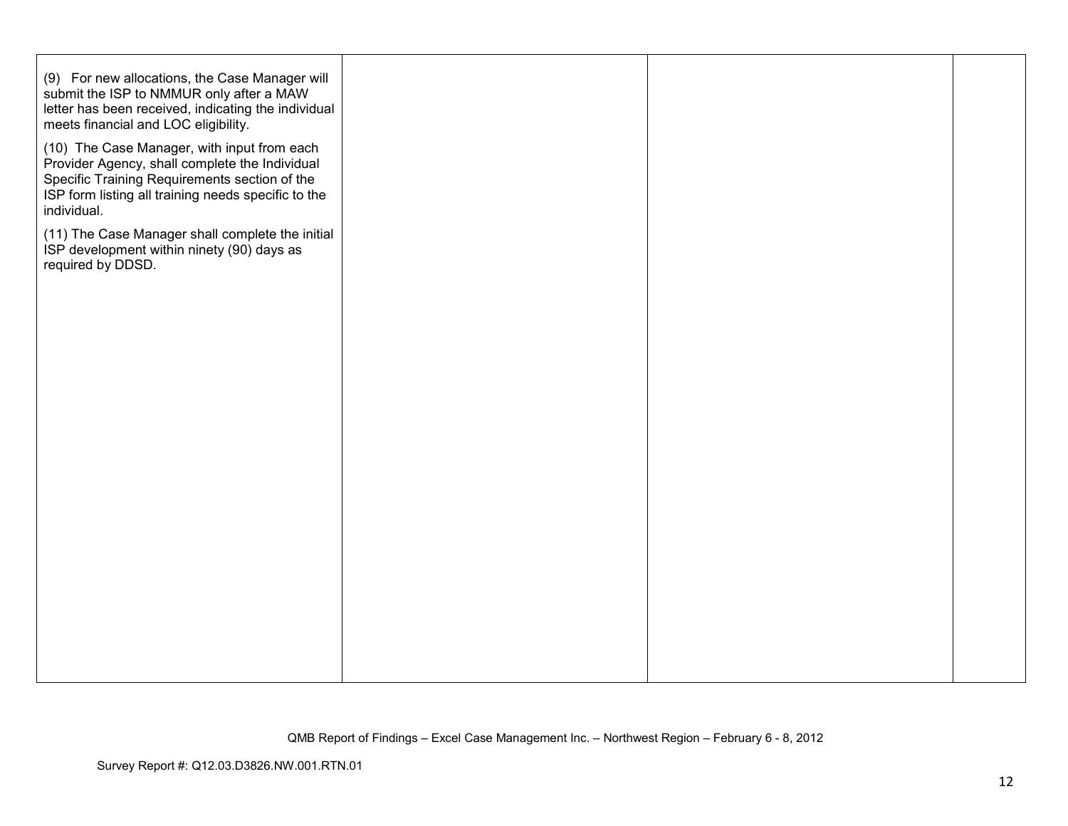| | | | |
|---|---|---|---|
| (9) For new allocations, the Case Manager will submit the ISP to NMMUR only after a MAW letter has been received, indicating the individual meets financial and LOC eligibility.<br><br>(10) The Case Manager, with input from each Provider Agency, shall complete the Individual Specific Training Requirements section of the ISP form listing all training needs specific to the individual.<br><br>(11) The Case Manager shall complete the initial ISP development within ninety (90) days as required by DDSD. | | | |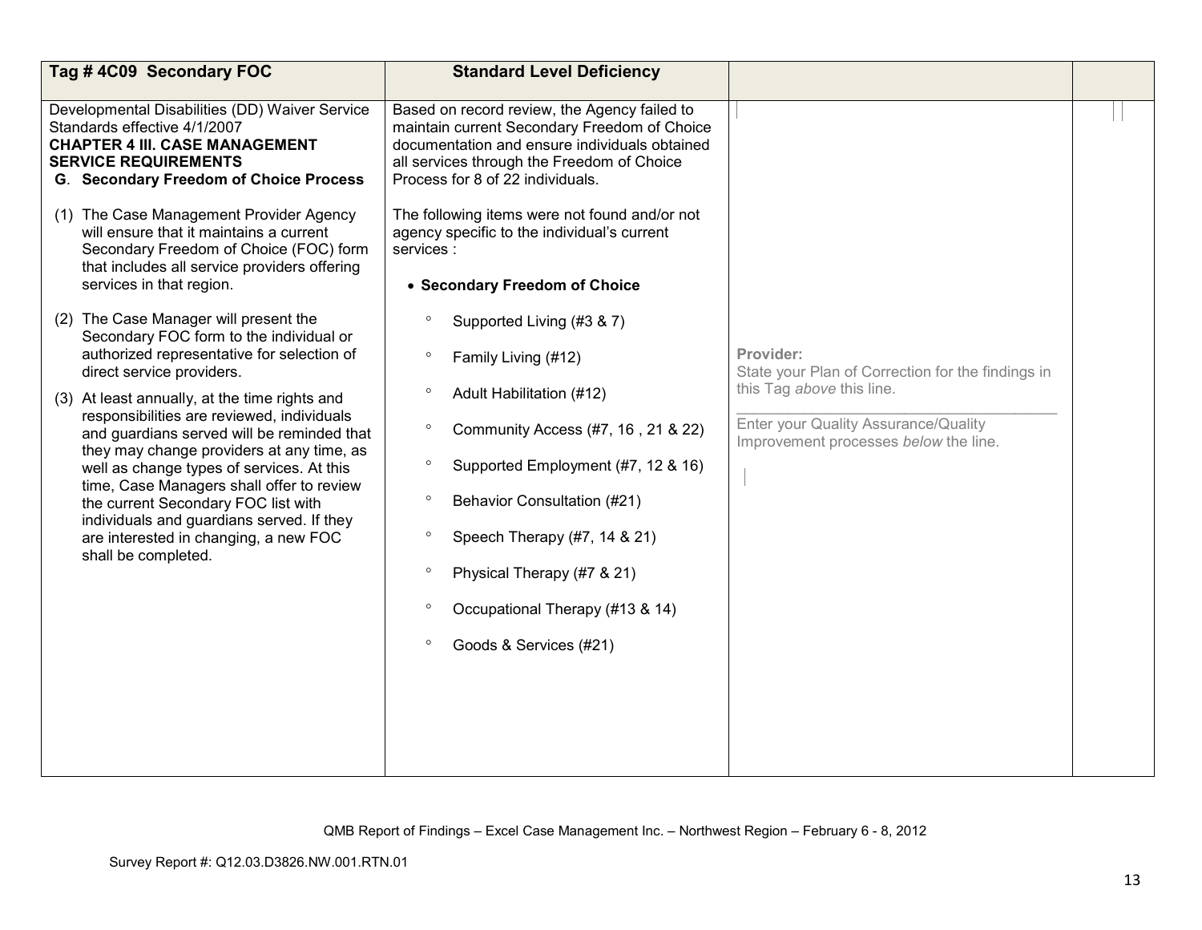| Tag # 4C09 Secondary FOC | Standard Level Deficiency | | |
|---|---|---|---|
| Developmental Disabilities (DD) Waiver Service Standards effective 4/1/2007<br>**CHAPTER 4 III. CASE MANAGEMENT SERVICE REQUIREMENTS**<br>**G. Secondary Freedom of Choice Process**<br><br>(1) The Case Management Provider Agency will ensure that it maintains a current Secondary Freedom of Choice (FOC) form that includes all service providers offering services in that region.<br><br>(2) The Case Manager will present the Secondary FOC form to the individual or authorized representative for selection of direct service providers.<br><br>(3) At least annually, at the time rights and responsibilities are reviewed, individuals and guardians served will be reminded that they may change providers at any time, as well as change types of services. At this time, Case Managers shall offer to review the current Secondary FOC list with individuals and guardians served. If they are interested in changing, a new FOC shall be completed. | Based on record review, the Agency failed to maintain current Secondary Freedom of Choice documentation and ensure individuals obtained all services through the Freedom of Choice Process for 8 of 22 individuals.<br><br>The following items were not found and/or not agency specific to the individual's current services :<br><br>• **Secondary Freedom of Choice**<br>° Supported Living (#3 & 7)<br>° Family Living (#12)<br>° Adult Habilitation (#12)<br>° Community Access (#7, 16 , 21 & 22)<br>° Supported Employment (#7, 12 & 16)<br>° Behavior Consultation (#21)<br>° Speech Therapy (#7, 14 & 21)<br>° Physical Therapy (#7 & 21)<br>° Occupational Therapy (#13 & 14)<br>° Goods & Services (#21) | **Provider:**<br>State your Plan of Correction for the findings in this Tag *above* this line.<br>\_\_\_\_\_\_\_\_\_\_\_\_\_\_\_\_\_\_\_\_\_\_\_\_\_\_\_\_\_\_\_\_\_\_\_\_<br>Enter your Quality Assurance/Quality Improvement processes *below* the line. | |

QMB Report of Findings – Excel Case Management Inc. – Northwest Region – February 6 - 8, 2012

Survey Report #: Q12.03.D3826.NW.001.RTN.01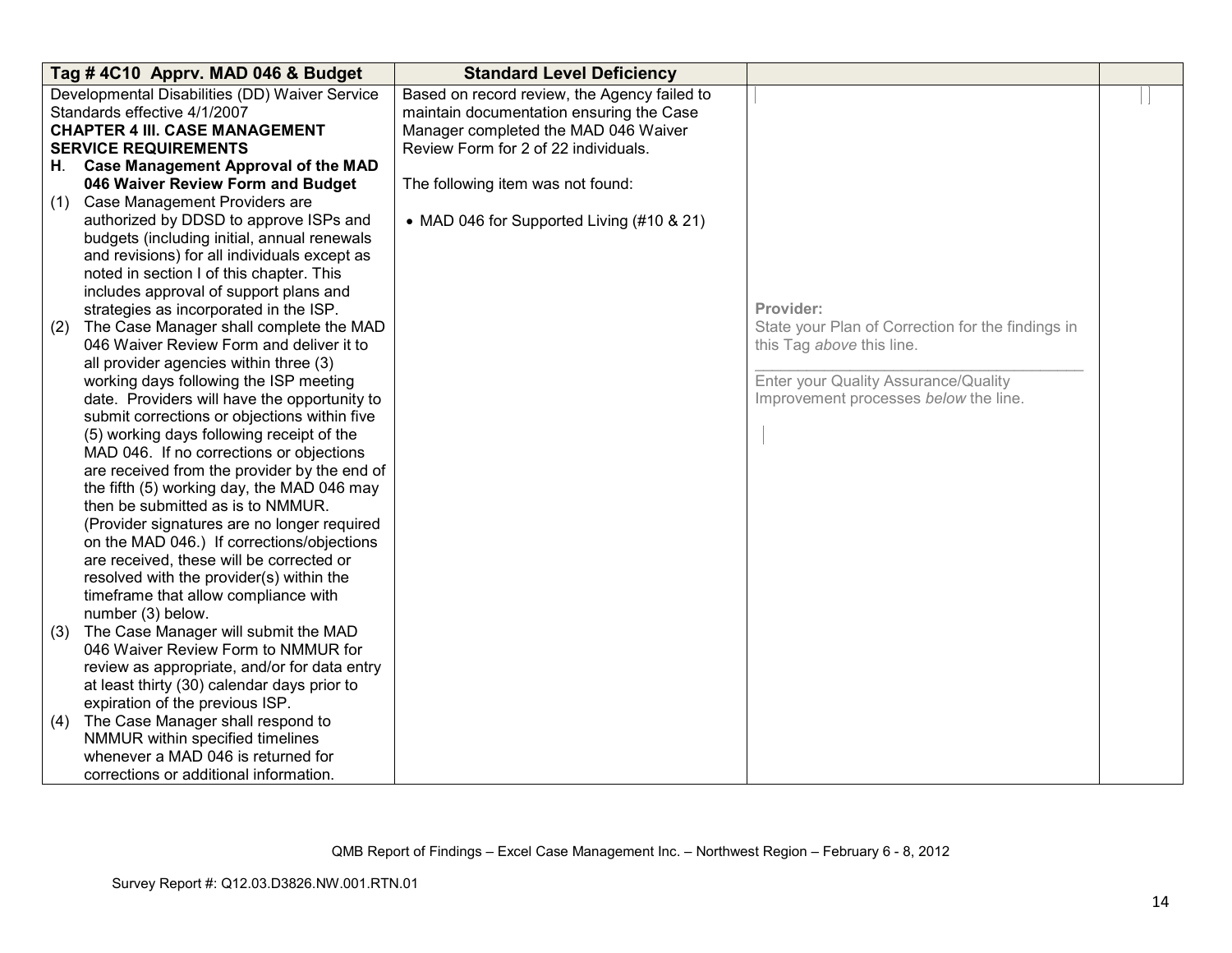| Tag # 4C10 Apprv. MAD 046 & Budget | Standard Level Deficiency | | |
|---|---|---|---|
| Developmental Disabilities (DD) Waiver Service Standards effective 4/1/2007<br>**CHAPTER 4 III. CASE MANAGEMENT SERVICE REQUIREMENTS**<br>**H. Case Management Approval of the MAD 046 Waiver Review Form and Budget**<br>(1) Case Management Providers are authorized by DDSD to approve ISPs and budgets (including initial, annual renewals and revisions) for all individuals except as noted in section I of this chapter. This includes approval of support plans and strategies as incorporated in the ISP.<br>(2) The Case Manager shall complete the MAD 046 Waiver Review Form and deliver it to all provider agencies within three (3) working days following the ISP meeting date. Providers will have the opportunity to submit corrections or objections within five (5) working days following receipt of the MAD 046. If no corrections or objections are received from the provider by the end of the fifth (5) working day, the MAD 046 may then be submitted as is to NMMUR. (Provider signatures are no longer required on the MAD 046.) If corrections/objections are received, these will be corrected or resolved with the provider(s) within the timeframe that allow compliance with number (3) below.<br>(3) The Case Manager will submit the MAD 046 Waiver Review Form to NMMUR for review as appropriate, and/or for data entry at least thirty (30) calendar days prior to expiration of the previous ISP.<br>(4) The Case Manager shall respond to NMMUR within specified timelines whenever a MAD 046 is returned for corrections or additional information. | Based on record review, the Agency failed to maintain documentation ensuring the Case Manager completed the MAD 046 Waiver Review Form for 2 of 22 individuals.<br><br>The following item was not found:<br><br>• MAD 046 for Supported Living (#10 & 21) | **Provider:**<br>State your Plan of Correction for the findings in this Tag *above* this line.<br>\_\_\_\_\_\_\_\_\_\_\_\_\_\_\_\_\_\_\_\_\_\_\_\_\_\_\_\_\_\_\_\_\_\_\_\_\_\_<br>Enter your Quality Assurance/Quality Improvement processes *below* the line. | |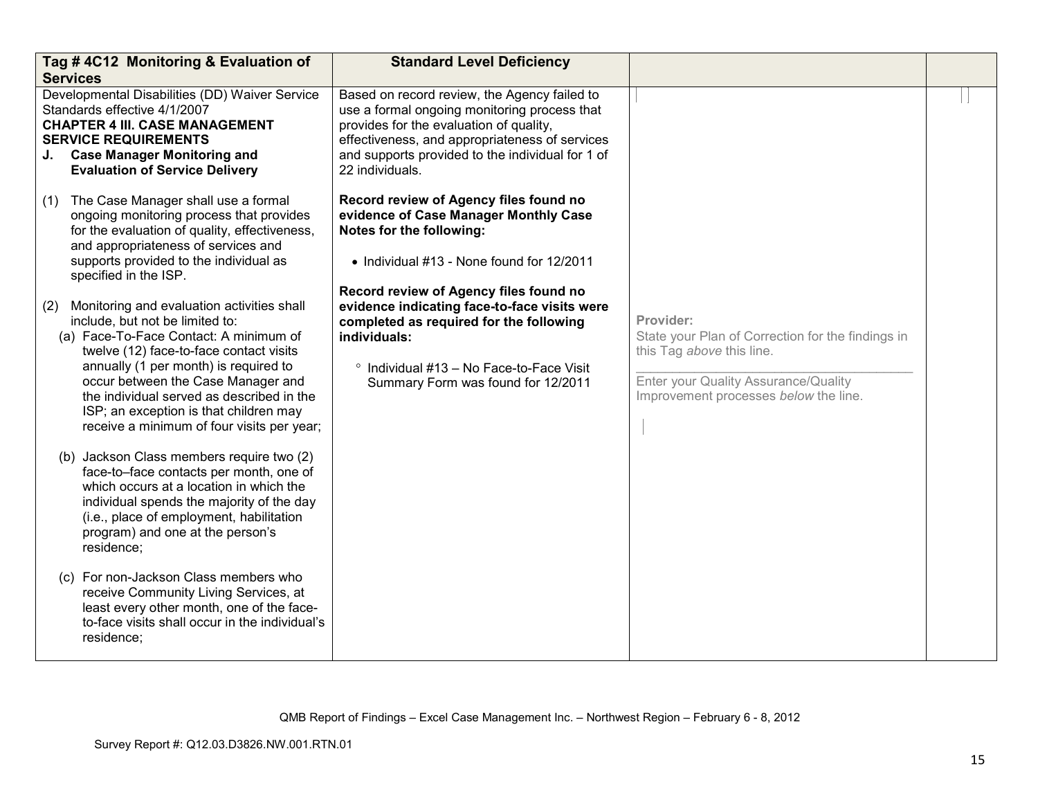| Tag # 4C12 Monitoring & Evaluation of Services | Standard Level Deficiency | | |
|---|---|---|---|
| Developmental Disabilities (DD) Waiver Service Standards effective 4/1/2007<br>**CHAPTER 4 III. CASE MANAGEMENT SERVICE REQUIREMENTS**<br>**J. Case Manager Monitoring and Evaluation of Service Delivery**<br><br>(1) The Case Manager shall use a formal ongoing monitoring process that provides for the evaluation of quality, effectiveness, and appropriateness of services and supports provided to the individual as specified in the ISP.<br><br>(2) Monitoring and evaluation activities shall include, but not be limited to:<br>(a) Face-To-Face Contact: A minimum of twelve (12) face-to-face contact visits annually (1 per month) is required to occur between the Case Manager and the individual served as described in the ISP; an exception is that children may receive a minimum of four visits per year;<br><br>(b) Jackson Class members require two (2) face-to–face contacts per month, one of which occurs at a location in which the individual spends the majority of the day (i.e., place of employment, habilitation program) and one at the person's residence;<br><br>(c) For non-Jackson Class members who receive Community Living Services, at least every other month, one of the face-to-face visits shall occur in the individual's residence; | Based on record review, the Agency failed to use a formal ongoing monitoring process that provides for the evaluation of quality, effectiveness, and appropriateness of services and supports provided to the individual for 1 of 22 individuals.<br><br>**Record review of Agency files found no evidence of Case Manager Monthly Case Notes for the following:**<br><br>• Individual #13 - None found for 12/2011<br><br>**Record review of Agency files found no evidence indicating face-to-face visits were completed as required for the following individuals:**<br><br>° Individual #13 – No Face-to-Face Visit Summary Form was found for 12/2011 | **Provider:**<br>State your Plan of Correction for the findings in this Tag *above* this line.<br>\_\_\_\_\_\_\_\_\_\_\_\_\_\_\_\_\_\_\_\_\_\_\_\_\_\_\_\_\_\_\_\_\_\_\_\_\_\_<br>Enter your Quality Assurance/Quality Improvement processes *below* the line. | |

QMB Report of Findings – Excel Case Management Inc. – Northwest Region – February 6 - 8, 2012

Survey Report #: Q12.03.D3826.NW.001.RTN.01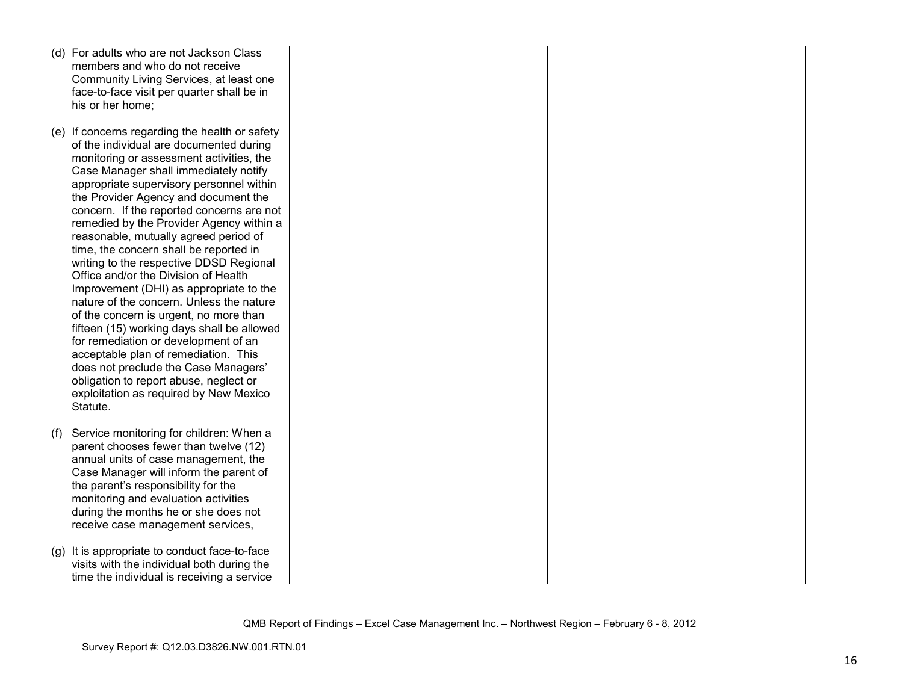| | | | |
|---|---|---|---|
| (d) For adults who are not Jackson Class members and who do not receive Community Living Services, at least one face-to-face visit per quarter shall be in his or her home;<br><br>(e) If concerns regarding the health or safety of the individual are documented during monitoring or assessment activities, the Case Manager shall immediately notify appropriate supervisory personnel within the Provider Agency and document the concern. If the reported concerns are not remedied by the Provider Agency within a reasonable, mutually agreed period of time, the concern shall be reported in writing to the respective DDSD Regional Office and/or the Division of Health Improvement (DHI) as appropriate to the nature of the concern. Unless the nature of the concern is urgent, no more than fifteen (15) working days shall be allowed for remediation or development of an acceptable plan of remediation. This does not preclude the Case Managers' obligation to report abuse, neglect or exploitation as required by New Mexico Statute.<br><br>(f) Service monitoring for children: When a parent chooses fewer than twelve (12) annual units of case management, the Case Manager will inform the parent of the parent's responsibility for the monitoring and evaluation activities during the months he or she does not receive case management services,<br><br>(g) It is appropriate to conduct face-to-face visits with the individual both during the time the individual is receiving a service | | | |

QMB Report of Findings – Excel Case Management Inc. – Northwest Region – February 6 - 8, 2012

Survey Report #: Q12.03.D3826.NW.001.RTN.01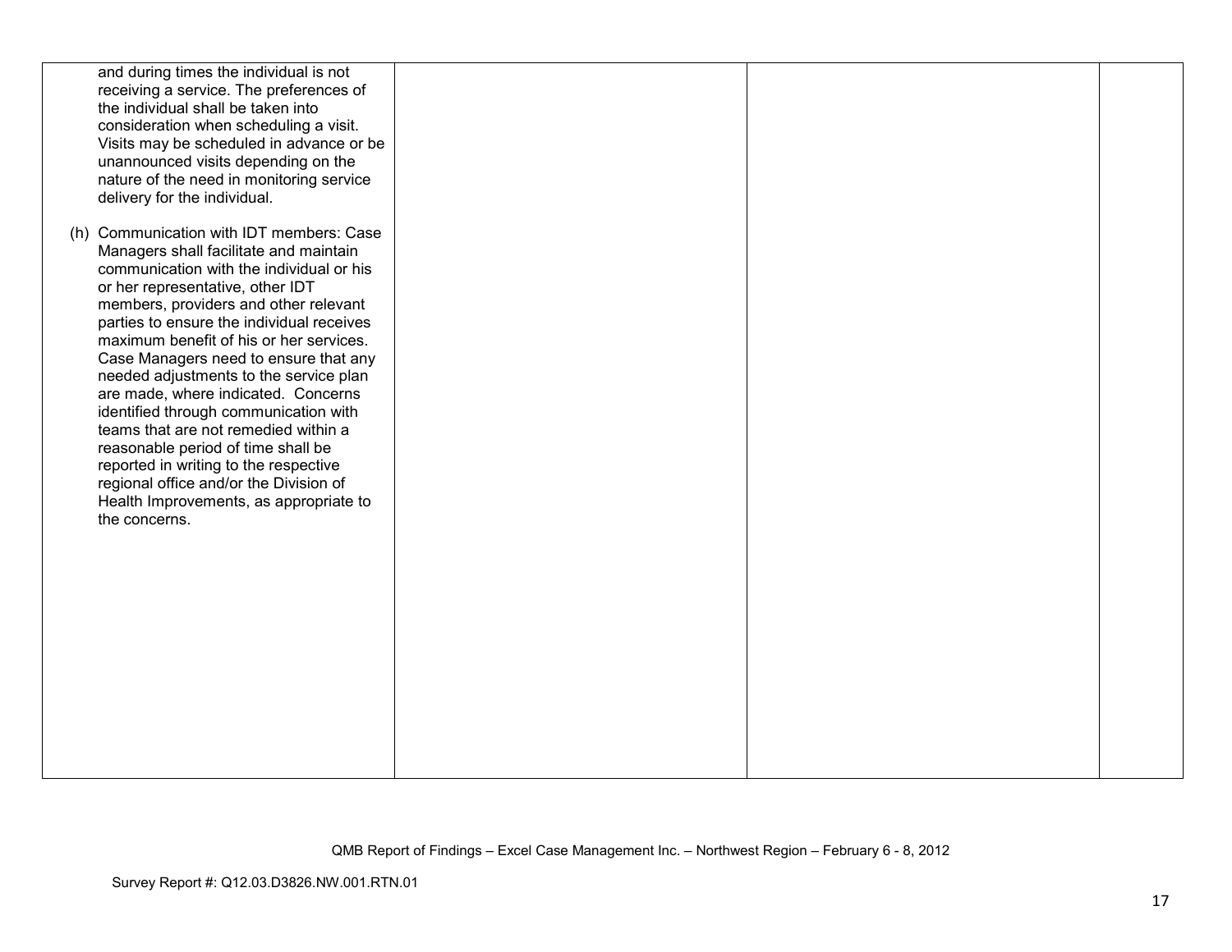| | | | |
|---|---|---|---|
| and during times the individual is not receiving a service. The preferences of the individual shall be taken into consideration when scheduling a visit. Visits may be scheduled in advance or be unannounced visits depending on the nature of the need in monitoring service delivery for the individual.<br><br>(h) Communication with IDT members: Case Managers shall facilitate and maintain communication with the individual or his or her representative, other IDT members, providers and other relevant parties to ensure the individual receives maximum benefit of his or her services. Case Managers need to ensure that any needed adjustments to the service plan are made, where indicated. Concerns identified through communication with teams that are not remedied within a reasonable period of time shall be reported in writing to the respective regional office and/or the Division of Health Improvements, as appropriate to the concerns. | | | |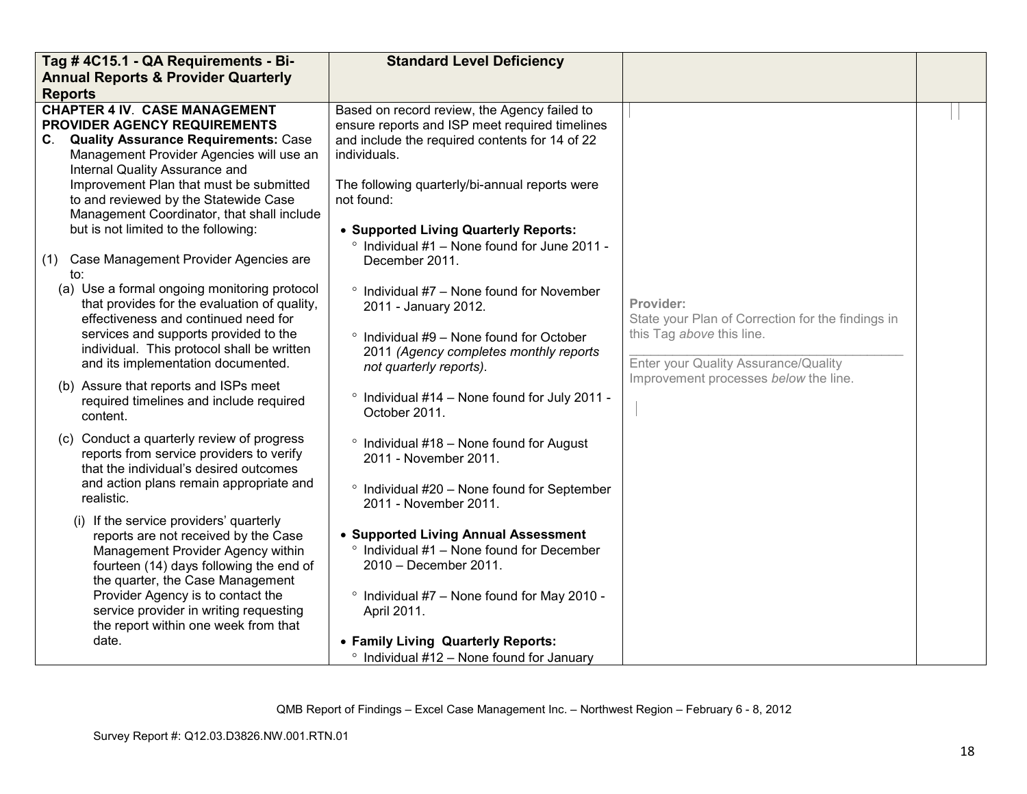| Tag # 4C15.1 - QA Requirements - Bi-Annual Reports & Provider Quarterly Reports | Standard Level Deficiency | | |
|---|---|---|---|
| **CHAPTER 4 IV. CASE MANAGEMENT PROVIDER AGENCY REQUIREMENTS**<br>**C. Quality Assurance Requirements:** Case Management Provider Agencies will use an Internal Quality Assurance and Improvement Plan that must be submitted to and reviewed by the Statewide Case Management Coordinator, that shall include but is not limited to the following:<br><br>(1) Case Management Provider Agencies are to:<br>(a) Use a formal ongoing monitoring protocol that provides for the evaluation of quality, effectiveness and continued need for services and supports provided to the individual. This protocol shall be written and its implementation documented.<br>(b) Assure that reports and ISPs meet required timelines and include required content.<br>(c) Conduct a quarterly review of progress reports from service providers to verify that the individual's desired outcomes and action plans remain appropriate and realistic.<br>(i) If the service providers' quarterly reports are not received by the Case Management Provider Agency within fourteen (14) days following the end of the quarter, the Case Management Provider Agency is to contact the service provider in writing requesting the report within one week from that date. | Based on record review, the Agency failed to ensure reports and ISP meet required timelines and include the required contents for 14 of 22 individuals.<br><br>The following quarterly/bi-annual reports were not found:<br><br>• **Supported Living Quarterly Reports:**<br>° Individual #1 – None found for June 2011 - December 2011.<br>° Individual #7 – None found for November 2011 - January 2012.<br>° Individual #9 – None found for October 2011 *(Agency completes monthly reports not quarterly reports)*.<br>° Individual #14 – None found for July 2011 - October 2011.<br>° Individual #18 – None found for August 2011 - November 2011.<br>° Individual #20 – None found for September 2011 - November 2011.<br><br>• **Supported Living Annual Assessment**<br>° Individual #1 – None found for December 2010 – December 2011.<br>° Individual #7 – None found for May 2010 - April 2011.<br><br>• **Family Living Quarterly Reports:**<br>° Individual #12 – None found for January | **Provider:**<br>State your Plan of Correction for the findings in this Tag *above* this line.<br>\_\_\_\_\_\_\_\_\_\_\_\_\_\_\_\_\_\_\_\_\_\_\_\_\_\_\_\_\_\_\_\_<br>Enter your Quality Assurance/Quality Improvement processes *below* the line. | |

QMB Report of Findings – Excel Case Management Inc. – Northwest Region – February 6 - 8, 2012

Survey Report #: Q12.03.D3826.NW.001.RTN.01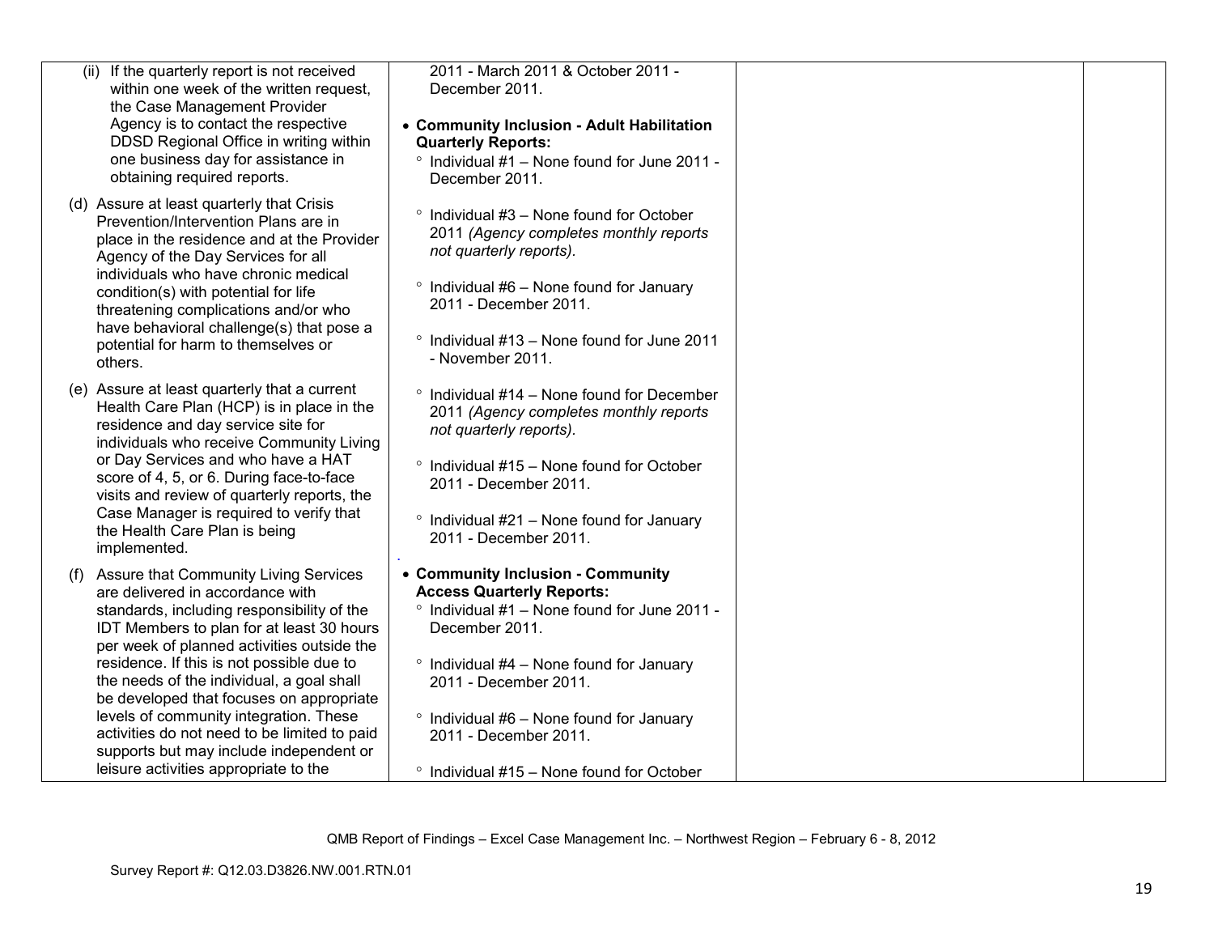| | | | |
|---|---|---|---|
| (ii) If the quarterly report is not received within one week of the written request, the Case Management Provider Agency is to contact the respective DDSD Regional Office in writing within one business day for assistance in obtaining required reports.<br><br>(d) Assure at least quarterly that Crisis Prevention/Intervention Plans are in place in the residence and at the Provider Agency of the Day Services for all individuals who have chronic medical condition(s) with potential for life threatening complications and/or who have behavioral challenge(s) that pose a potential for harm to themselves or others.<br><br>(e) Assure at least quarterly that a current Health Care Plan (HCP) is in place in the residence and day service site for individuals who receive Community Living or Day Services and who have a HAT score of 4, 5, or 6. During face-to-face visits and review of quarterly reports, the Case Manager is required to verify that the Health Care Plan is being implemented.<br><br>(f) Assure that Community Living Services are delivered in accordance with standards, including responsibility of the IDT Members to plan for at least 30 hours per week of planned activities outside the residence. If this is not possible due to the needs of the individual, a goal shall be developed that focuses on appropriate levels of community integration. These activities do not need to be limited to paid supports but may include independent or leisure activities appropriate to the | 2011 - March 2011 & October 2011 - December 2011.<br><br>• **Community Inclusion - Adult Habilitation Quarterly Reports:**<br>° Individual #1 – None found for June 2011 - December 2011.<br><br>° Individual #3 – None found for October 2011 *(Agency completes monthly reports not quarterly reports).*<br><br>° Individual #6 – None found for January 2011 - December 2011.<br><br>° Individual #13 – None found for June 2011 - November 2011.<br><br>° Individual #14 – None found for December 2011 *(Agency completes monthly reports not quarterly reports).*<br><br>° Individual #15 – None found for October 2011 - December 2011.<br><br>° Individual #21 – None found for January 2011 - December 2011.<br><br>• **Community Inclusion - Community Access Quarterly Reports:**<br>° Individual #1 – None found for June 2011 - December 2011.<br><br>° Individual #4 – None found for January 2011 - December 2011.<br><br>° Individual #6 – None found for January 2011 - December 2011.<br><br>° Individual #15 – None found for October | | |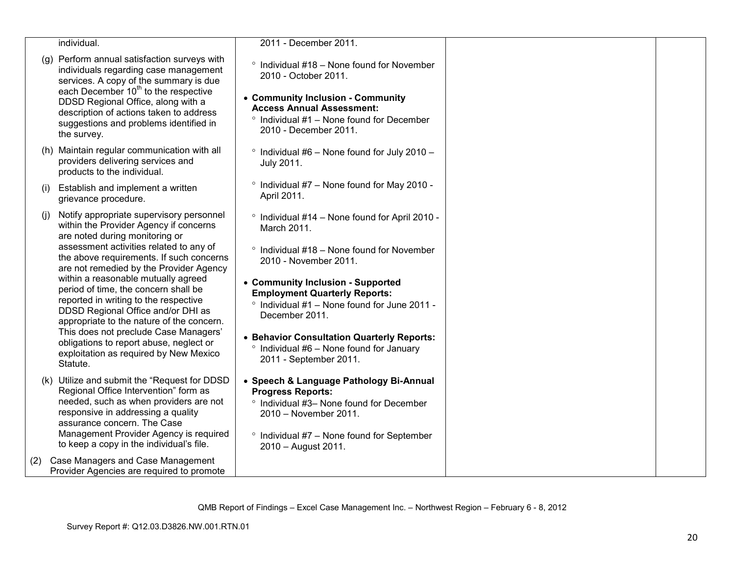| | | | |
|---|---|---|---|
| individual.<br><br>(g) Perform annual satisfaction surveys with individuals regarding case management services. A copy of the summary is due each December 10th to the respective DDSD Regional Office, along with a description of actions taken to address suggestions and problems identified in the survey.<br><br>(h) Maintain regular communication with all providers delivering services and products to the individual.<br><br>(i) Establish and implement a written grievance procedure.<br><br>(j) Notify appropriate supervisory personnel within the Provider Agency if concerns are noted during monitoring or assessment activities related to any of the above requirements. If such concerns are not remedied by the Provider Agency within a reasonable mutually agreed period of time, the concern shall be reported in writing to the respective DDSD Regional Office and/or DHI as appropriate to the nature of the concern. This does not preclude Case Managers' obligations to report abuse, neglect or exploitation as required by New Mexico Statute.<br><br>(k) Utilize and submit the "Request for DDSD Regional Office Intervention" form as needed, such as when providers are not responsive in addressing a quality assurance concern. The Case Management Provider Agency is required to keep a copy in the individual's file.<br><br>(2) Case Managers and Case Management Provider Agencies are required to promote | 2011 - December 2011.<br><br>° Individual #18 – None found for November 2010 - October 2011.<br><br>• **Community Inclusion - Community Access Annual Assessment:**<br>° Individual #1 – None found for December 2010 - December 2011.<br><br>° Individual #6 – None found for July 2010 – July 2011.<br><br>° Individual #7 – None found for May 2010 - April 2011.<br><br>° Individual #14 – None found for April 2010 - March 2011.<br><br>° Individual #18 – None found for November 2010 - November 2011.<br><br>• **Community Inclusion - Supported Employment Quarterly Reports:**<br>° Individual #1 – None found for June 2011 - December 2011.<br><br>• **Behavior Consultation Quarterly Reports:**<br>° Individual #6 – None found for January 2011 - September 2011.<br><br>• **Speech & Language Pathology Bi-Annual Progress Reports:**<br>° Individual #3– None found for December 2010 – November 2011.<br><br>° Individual #7 – None found for September 2010 – August 2011. | | |

QMB Report of Findings – Excel Case Management Inc. – Northwest Region – February 6 - 8, 2012

Survey Report #: Q12.03.D3826.NW.001.RTN.01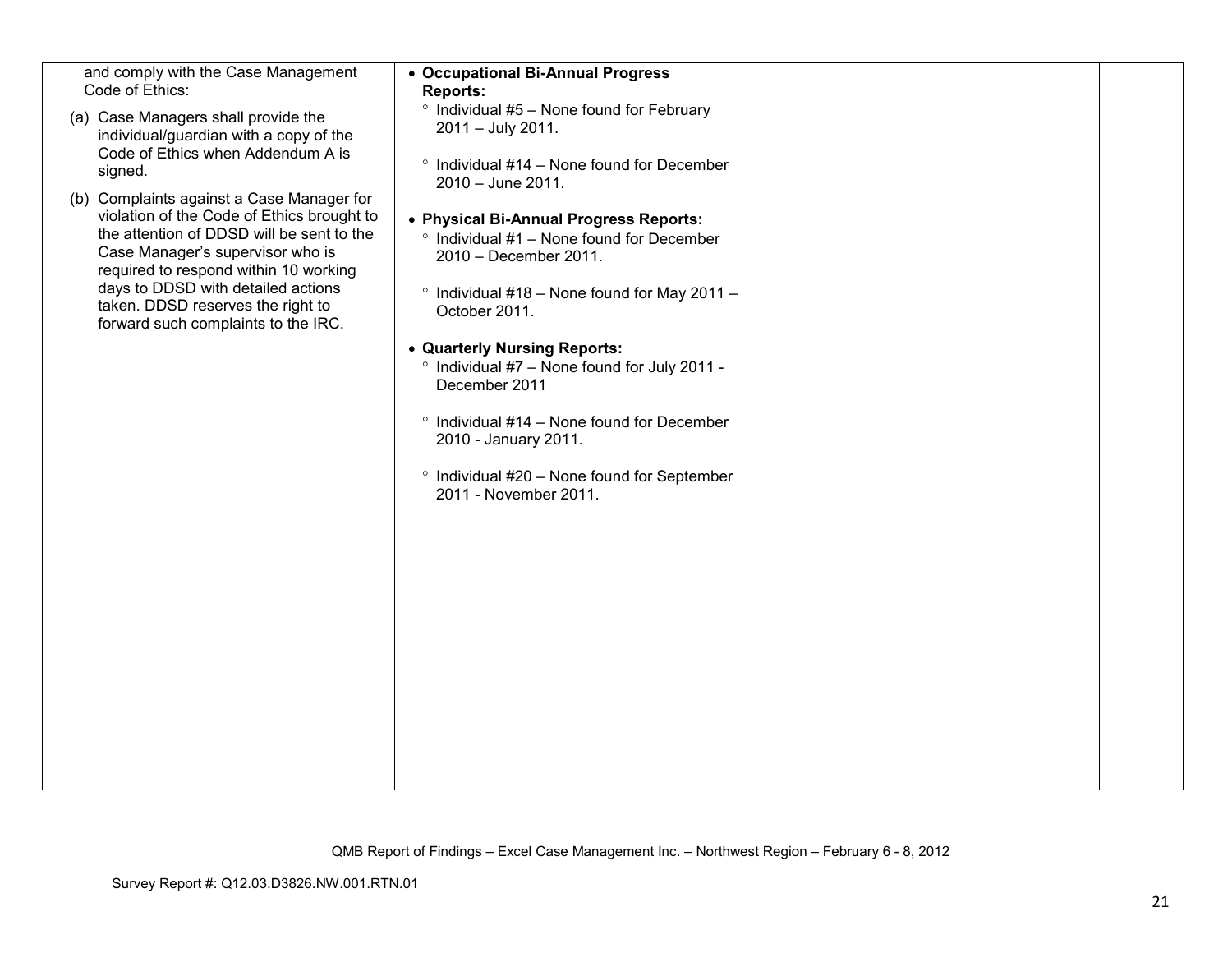| | | | |
|---|---|---|---|
| and comply with the Case Management Code of Ethics:<br><br>(a) Case Managers shall provide the individual/guardian with a copy of the Code of Ethics when Addendum A is signed.<br><br>(b) Complaints against a Case Manager for violation of the Code of Ethics brought to the attention of DDSD will be sent to the Case Manager's supervisor who is required to respond within 10 working days to DDSD with detailed actions taken. DDSD reserves the right to forward such complaints to the IRC. | • **Occupational Bi-Annual Progress Reports:**<br>° Individual #5 – None found for February 2011 – July 2011.<br><br>° Individual #14 – None found for December 2010 – June 2011.<br><br>• **Physical Bi-Annual Progress Reports:**<br>° Individual #1 – None found for December 2010 – December 2011.<br><br>° Individual #18 – None found for May 2011 – October 2011.<br><br>• **Quarterly Nursing Reports:**<br>° Individual #7 – None found for July 2011 - December 2011<br><br>° Individual #14 – None found for December 2010 - January 2011.<br><br>° Individual #20 – None found for September 2011 - November 2011. | | |

QMB Report of Findings – Excel Case Management Inc. – Northwest Region – February 6 - 8, 2012

Survey Report #: Q12.03.D3826.NW.001.RTN.01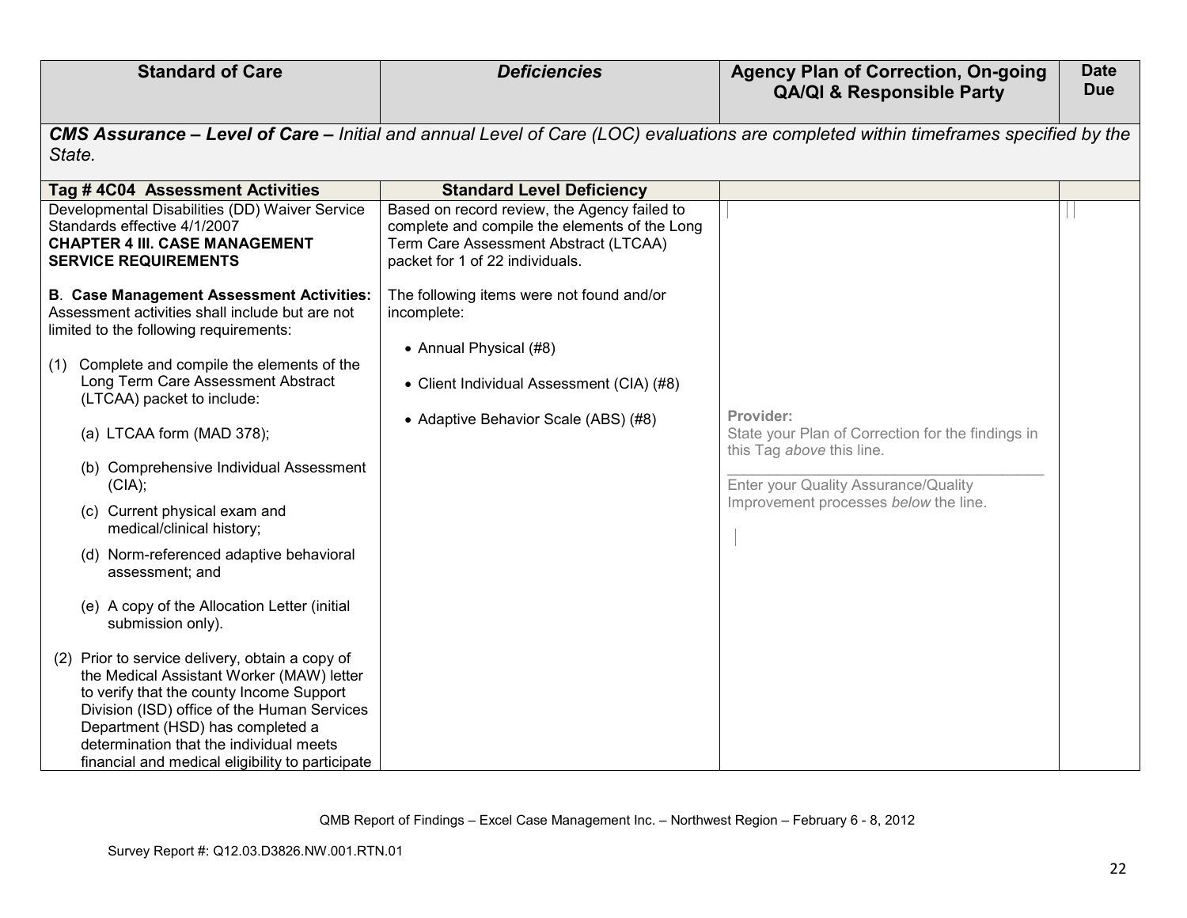| Standard of Care | *Deficiencies* | Agency Plan of Correction, On-going QA/QI & Responsible Party | Date Due |
|---|---|---|---|
| ***CMS Assurance – Level of Care –*** *Initial and annual Level of Care (LOC) evaluations are completed within timeframes specified by the State.* | | | |
| **Tag # 4C04 Assessment Activities** | **Standard Level Deficiency** | | |
| Developmental Disabilities (DD) Waiver Service Standards effective 4/1/2007<br>**CHAPTER 4 III. CASE MANAGEMENT SERVICE REQUIREMENTS**<br><br>**B. Case Management Assessment Activities:** Assessment activities shall include but are not limited to the following requirements:<br><br>(1) Complete and compile the elements of the Long Term Care Assessment Abstract (LTCAA) packet to include:<br><br>(a) LTCAA form (MAD 378);<br><br>(b) Comprehensive Individual Assessment (CIA);<br><br>(c) Current physical exam and medical/clinical history;<br><br>(d) Norm-referenced adaptive behavioral assessment; and<br><br>(e) A copy of the Allocation Letter (initial submission only).<br><br>(2) Prior to service delivery, obtain a copy of the Medical Assistant Worker (MAW) letter to verify that the county Income Support Division (ISD) office of the Human Services Department (HSD) has completed a determination that the individual meets financial and medical eligibility to participate | Based on record review, the Agency failed to complete and compile the elements of the Long Term Care Assessment Abstract (LTCAA) packet for 1 of 22 individuals.<br><br>The following items were not found and/or incomplete:<br><br>• Annual Physical (#8)<br><br>• Client Individual Assessment (CIA) (#8)<br><br>• Adaptive Behavior Scale (ABS) (#8) | **Provider:**<br>State your Plan of Correction for the findings in this Tag *above* this line.<br>\_\_\_\_\_\_\_\_\_\_\_\_\_\_\_\_\_\_\_\_\_\_\_\_\_\_\_\_\_\_\_\_\_\_<br>Enter your Quality Assurance/Quality Improvement processes *below* the line. | |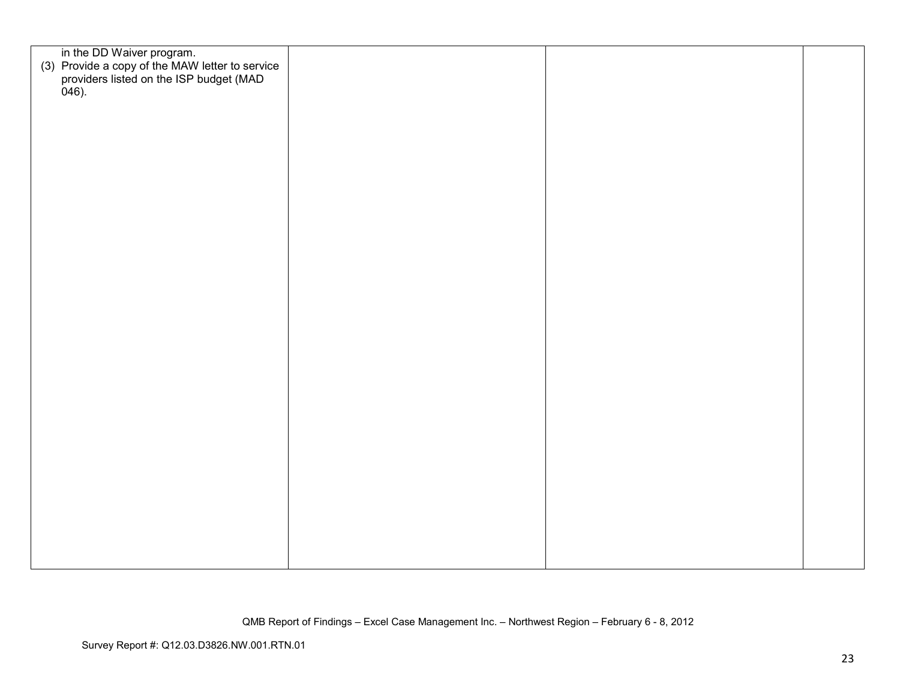| | | | |
|---|---|---|---|
| in the DD Waiver program.<br>(3) Provide a copy of the MAW letter to service providers listed on the ISP budget (MAD 046). | | | |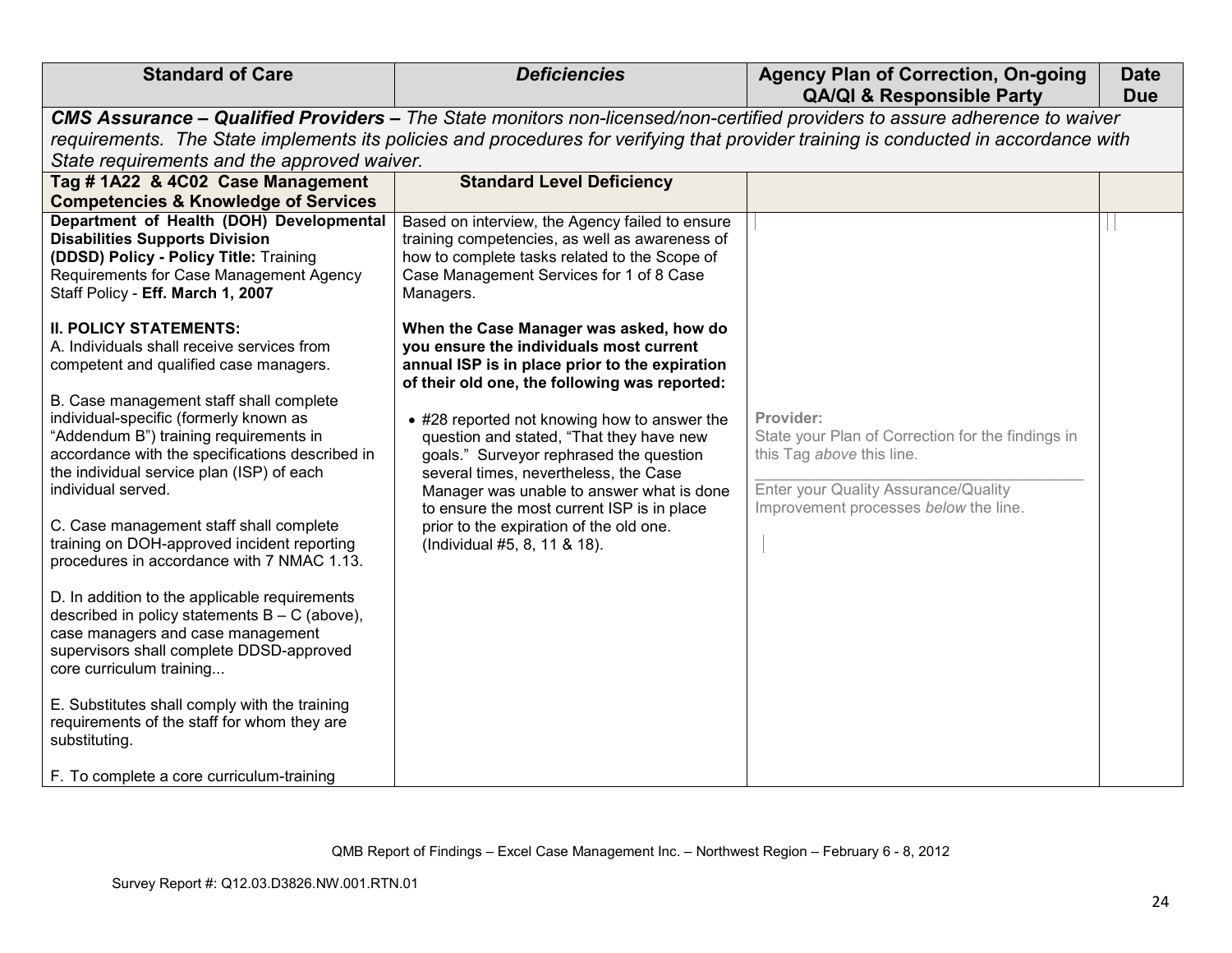| Standard of Care | *Deficiencies* | Agency Plan of Correction, On-going QA/QI & Responsible Party | Date Due |
|---|---|---|---|
| ***CMS Assurance – Qualified Providers –*** *The State monitors non-licensed/non-certified providers to assure adherence to waiver requirements. The State implements its policies and procedures for verifying that provider training is conducted in accordance with State requirements and the approved waiver.* | | | |
| **Tag # 1A22 & 4C02 Case Management Competencies & Knowledge of Services** | **Standard Level Deficiency** | | |
| **Department of Health (DOH) Developmental Disabilities Supports Division (DDSD) Policy - Policy Title:** Training Requirements for Case Management Agency Staff Policy - **Eff. March 1, 2007**<br><br>**II. POLICY STATEMENTS:**<br>A. Individuals shall receive services from competent and qualified case managers.<br><br>B. Case management staff shall complete individual-specific (formerly known as "Addendum B") training requirements in accordance with the specifications described in the individual service plan (ISP) of each individual served.<br><br>C. Case management staff shall complete training on DOH-approved incident reporting procedures in accordance with 7 NMAC 1.13.<br><br>D. In addition to the applicable requirements described in policy statements B – C (above), case managers and case management supervisors shall complete DDSD-approved core curriculum training...<br><br>E. Substitutes shall comply with the training requirements of the staff for whom they are substituting.<br><br>F. To complete a core curriculum-training | Based on interview, the Agency failed to ensure training competencies, as well as awareness of how to complete tasks related to the Scope of Case Management Services for 1 of 8 Case Managers.<br><br>**When the Case Manager was asked, how do you ensure the individuals most current annual ISP is in place prior to the expiration of their old one, the following was reported:**<br><br>• #28 reported not knowing how to answer the question and stated, "That they have new goals." Surveyor rephrased the question several times, nevertheless, the Case Manager was unable to answer what is done to ensure the most current ISP is in place prior to the expiration of the old one. (Individual #5, 8, 11 & 18). | Provider:<br>State your Plan of Correction for the findings in this Tag *above* this line.<br>\_\_\_\_\_\_\_\_\_\_\_\_\_\_\_\_\_\_\_\_\_\_\_\_\_\_\_\_\_\_\_\_\_\_\_\_<br>Enter your Quality Assurance/Quality Improvement processes *below* the line. | |

QMB Report of Findings – Excel Case Management Inc. – Northwest Region – February 6 - 8, 2012

Survey Report #: Q12.03.D3826.NW.001.RTN.01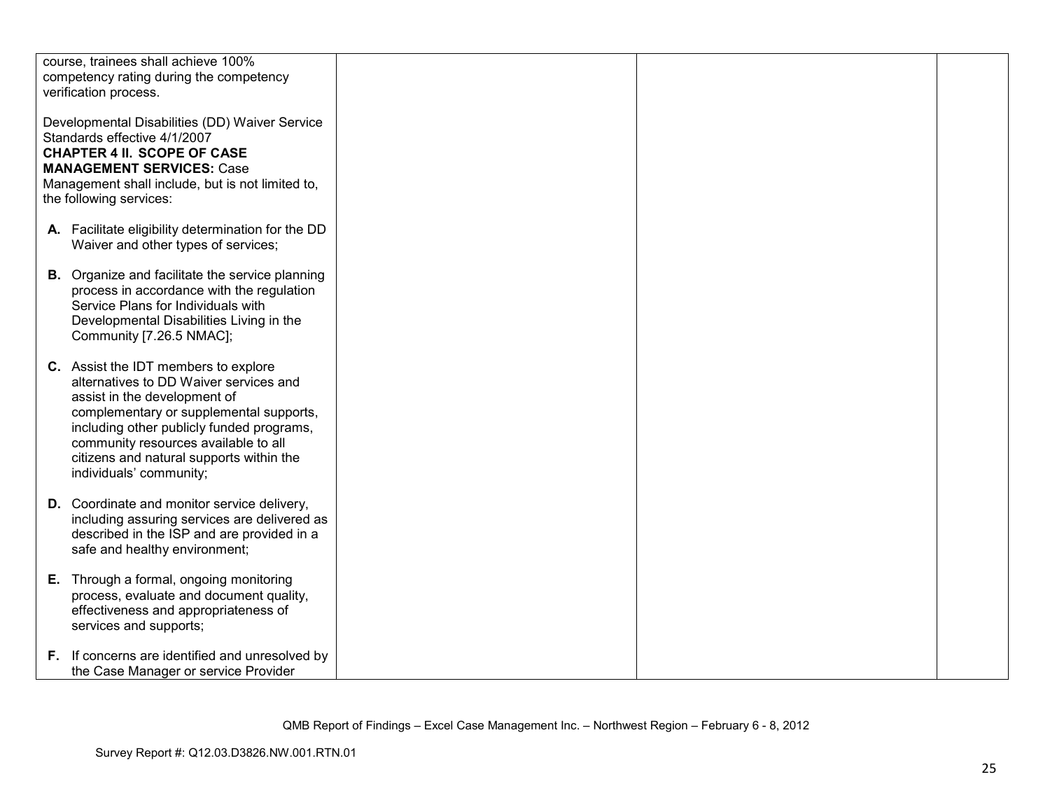| | | | |
|---|---|---|---|
| course, trainees shall achieve 100% competency rating during the competency verification process.<br><br>Developmental Disabilities (DD) Waiver Service Standards effective 4/1/2007<br>**CHAPTER 4 II. SCOPE OF CASE MANAGEMENT SERVICES:** Case Management shall include, but is not limited to, the following services:<br><br>**A.** Facilitate eligibility determination for the DD Waiver and other types of services;<br><br>**B.** Organize and facilitate the service planning process in accordance with the regulation Service Plans for Individuals with Developmental Disabilities Living in the Community [7.26.5 NMAC];<br><br>**C.** Assist the IDT members to explore alternatives to DD Waiver services and assist in the development of complementary or supplemental supports, including other publicly funded programs, community resources available to all citizens and natural supports within the individuals' community;<br><br>**D.** Coordinate and monitor service delivery, including assuring services are delivered as described in the ISP and are provided in a safe and healthy environment;<br><br>**E.** Through a formal, ongoing monitoring process, evaluate and document quality, effectiveness and appropriateness of services and supports;<br><br>**F.** If concerns are identified and unresolved by the Case Manager or service Provider | | | |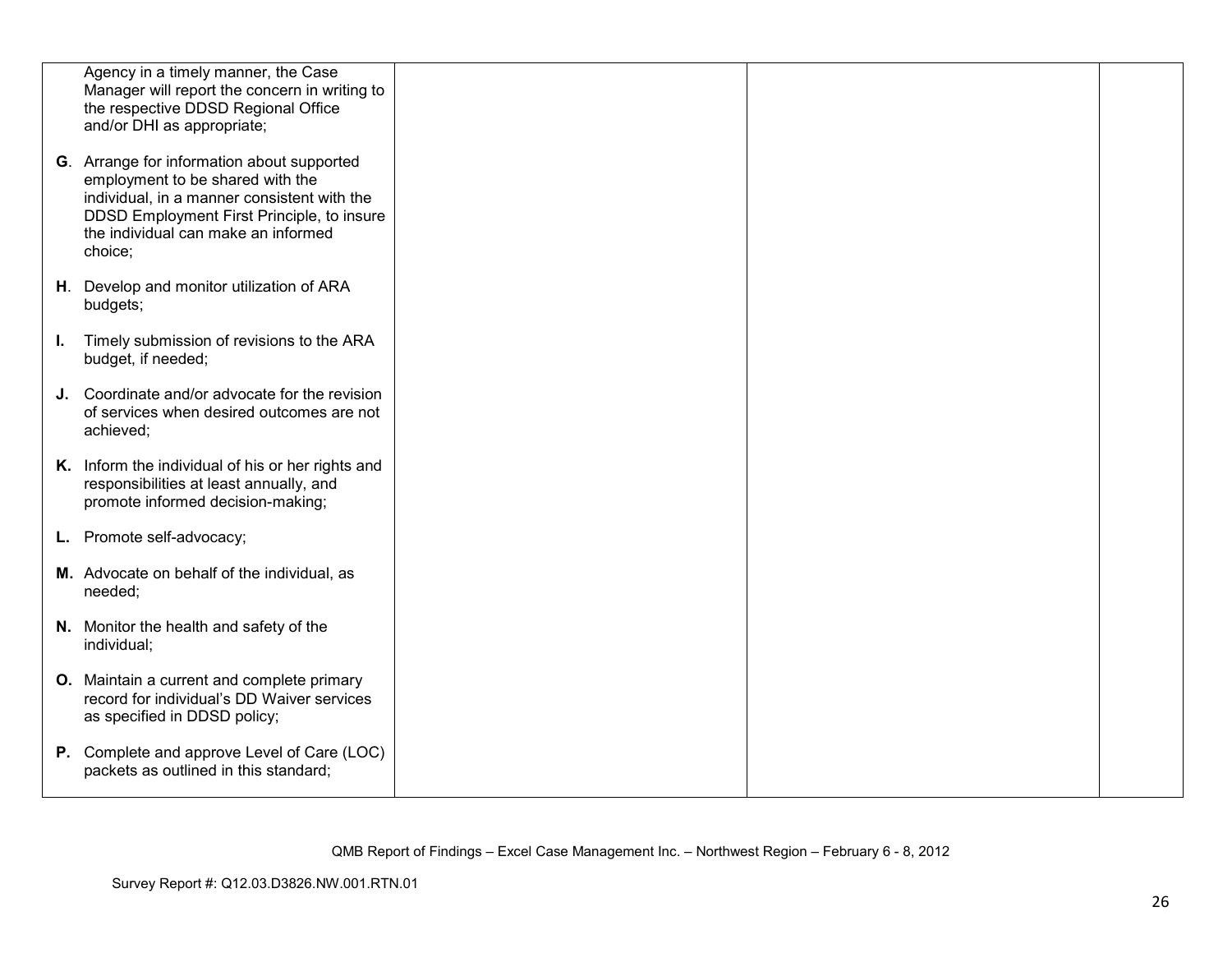| | | | |
|---|---|---|---|
| Agency in a timely manner, the Case Manager will report the concern in writing to the respective DDSD Regional Office and/or DHI as appropriate;<br><br>**G**. Arrange for information about supported employment to be shared with the individual, in a manner consistent with the DDSD Employment First Principle, to insure the individual can make an informed choice;<br><br>**H**. Develop and monitor utilization of ARA budgets;<br><br>**I.** Timely submission of revisions to the ARA budget, if needed;<br><br>**J.** Coordinate and/or advocate for the revision of services when desired outcomes are not achieved;<br><br>**K.** Inform the individual of his or her rights and responsibilities at least annually, and promote informed decision-making;<br><br>**L.** Promote self-advocacy;<br><br>**M.** Advocate on behalf of the individual, as needed;<br><br>**N.** Monitor the health and safety of the individual;<br><br>**O.** Maintain a current and complete primary record for individual's DD Waiver services as specified in DDSD policy;<br><br>**P.** Complete and approve Level of Care (LOC) packets as outlined in this standard; | | | |

QMB Report of Findings – Excel Case Management Inc. – Northwest Region – February 6 - 8, 2012

Survey Report #: Q12.03.D3826.NW.001.RTN.01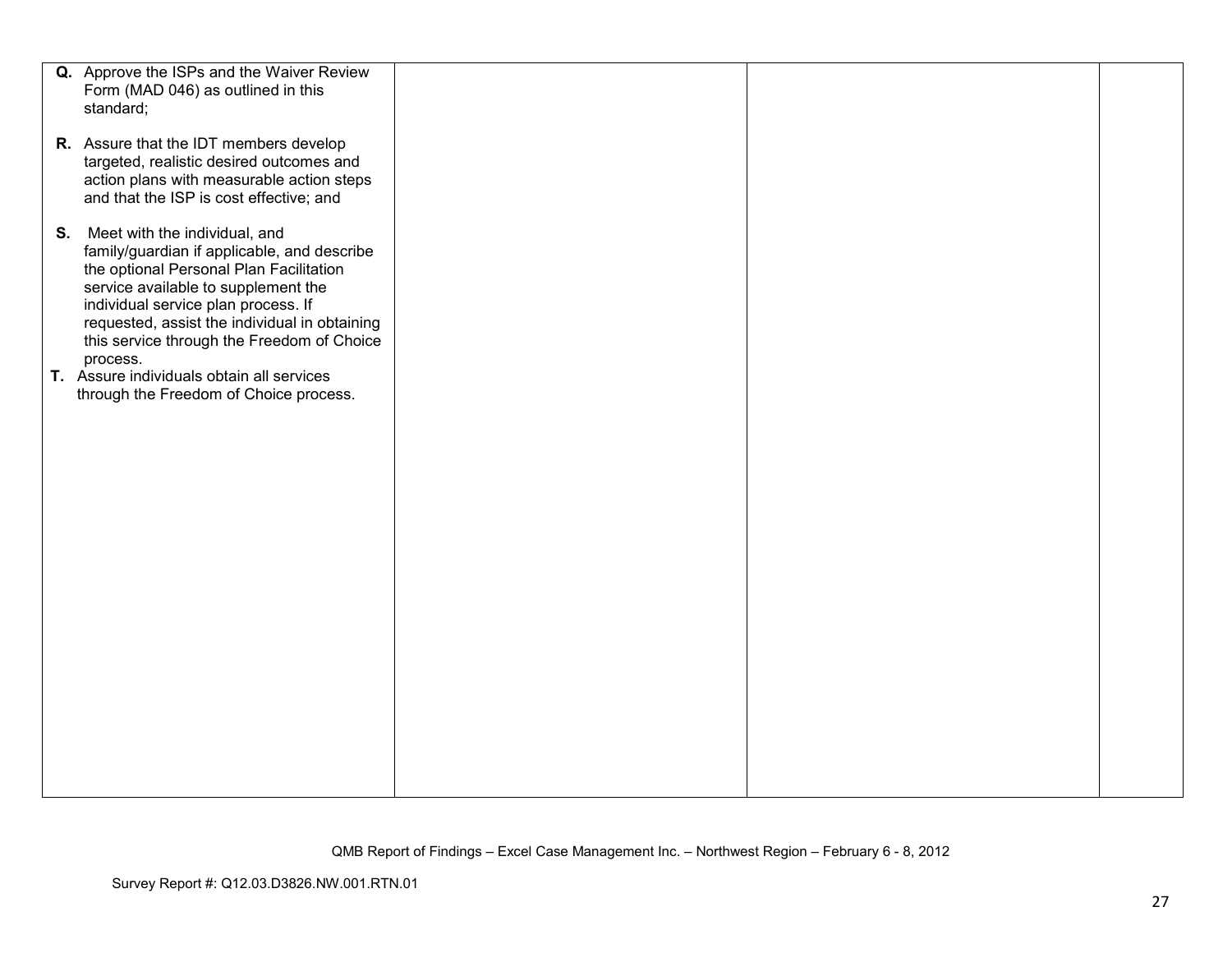| | | | |
|---|---|---|---|
| **Q.** Approve the ISPs and the Waiver Review Form (MAD 046) as outlined in this standard;<br><br>**R.** Assure that the IDT members develop targeted, realistic desired outcomes and action plans with measurable action steps and that the ISP is cost effective; and<br><br>**S.** Meet with the individual, and family/guardian if applicable, and describe the optional Personal Plan Facilitation service available to supplement the individual service plan process. If requested, assist the individual in obtaining this service through the Freedom of Choice process.<br>**T.** Assure individuals obtain all services through the Freedom of Choice process. | | | |

QMB Report of Findings – Excel Case Management Inc. – Northwest Region – February 6 - 8, 2012

Survey Report #: Q12.03.D3826.NW.001.RTN.01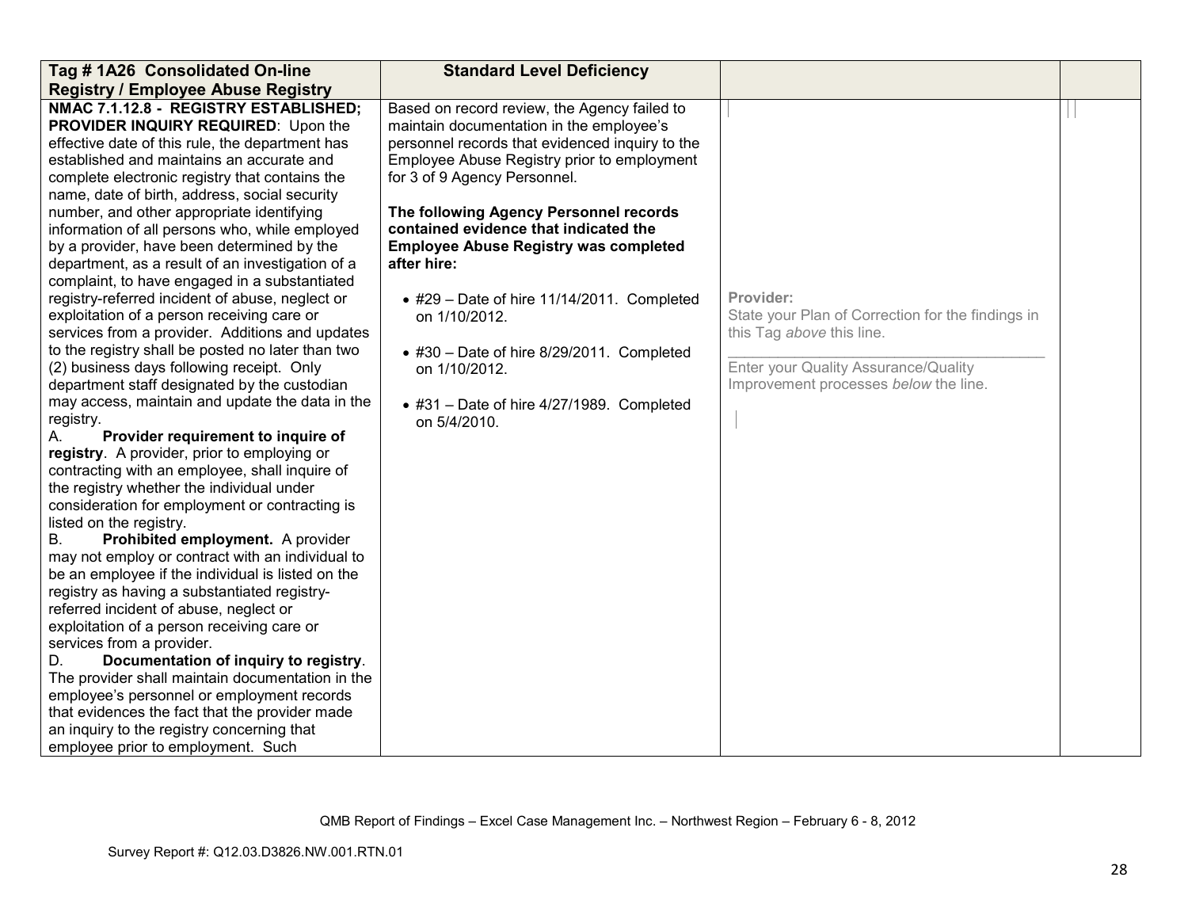| Tag # 1A26 Consolidated On-line Registry / Employee Abuse Registry | Standard Level Deficiency | | |
|---|---|---|---|
| **NMAC 7.1.12.8 - REGISTRY ESTABLISHED; PROVIDER INQUIRY REQUIRED**: Upon the effective date of this rule, the department has established and maintains an accurate and complete electronic registry that contains the name, date of birth, address, social security number, and other appropriate identifying information of all persons who, while employed by a provider, have been determined by the department, as a result of an investigation of a complaint, to have engaged in a substantiated registry-referred incident of abuse, neglect or exploitation of a person receiving care or services from a provider. Additions and updates to the registry shall be posted no later than two (2) business days following receipt. Only department staff designated by the custodian may access, maintain and update the data in the registry.<br>A. **Provider requirement to inquire of registry**. A provider, prior to employing or contracting with an employee, shall inquire of the registry whether the individual under consideration for employment or contracting is listed on the registry.<br>B. **Prohibited employment.** A provider may not employ or contract with an individual to be an employee if the individual is listed on the registry as having a substantiated registry-referred incident of abuse, neglect or exploitation of a person receiving care or services from a provider.<br>D. **Documentation of inquiry to registry**. The provider shall maintain documentation in the employee's personnel or employment records that evidences the fact that the provider made an inquiry to the registry concerning that employee prior to employment. Such | Based on record review, the Agency failed to maintain documentation in the employee's personnel records that evidenced inquiry to the Employee Abuse Registry prior to employment for 3 of 9 Agency Personnel.<br><br>**The following Agency Personnel records contained evidence that indicated the Employee Abuse Registry was completed after hire:**<br><br>• #29 – Date of hire 11/14/2011. Completed on 1/10/2012.<br><br>• #30 – Date of hire 8/29/2011. Completed on 1/10/2012.<br><br>• #31 – Date of hire 4/27/1989. Completed on 5/4/2010. | **Provider:**<br>State your Plan of Correction for the findings in this Tag *above* this line.<br>\_\_\_\_\_\_\_\_\_\_\_\_\_\_\_\_\_\_\_\_\_\_\_\_\_\_\_\_\_\_\_\_\_\_\_\_<br>Enter your Quality Assurance/Quality Improvement processes *below* the line. | |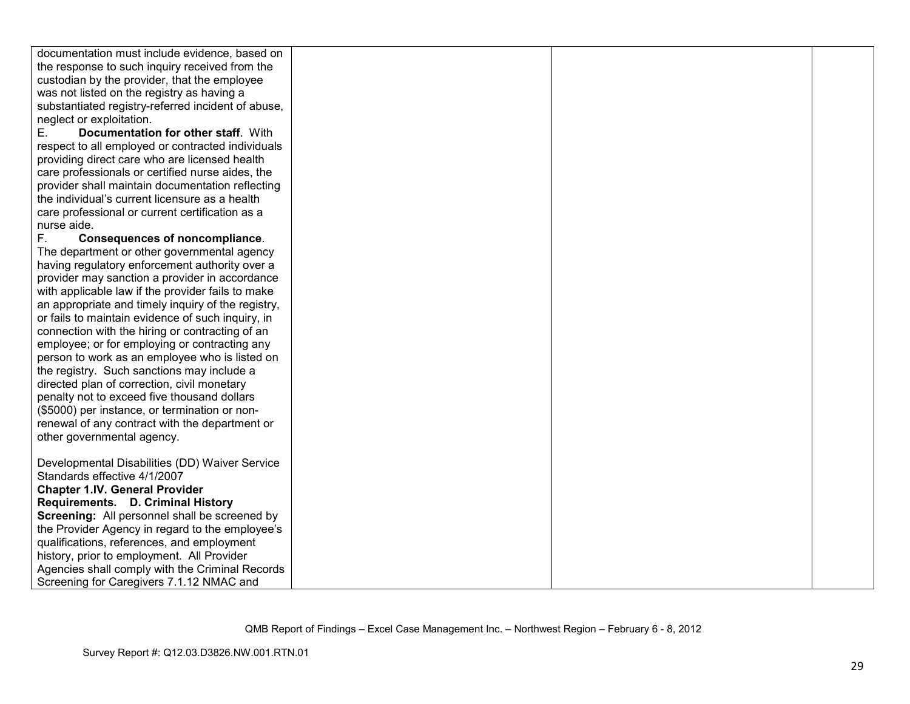| | | | |
|---|---|---|---|
| documentation must include evidence, based on the response to such inquiry received from the custodian by the provider, that the employee was not listed on the registry as having a substantiated registry-referred incident of abuse, neglect or exploitation.<br>E. **Documentation for other staff**. With respect to all employed or contracted individuals providing direct care who are licensed health care professionals or certified nurse aides, the provider shall maintain documentation reflecting the individual's current licensure as a health care professional or current certification as a nurse aide.<br>F. **Consequences of noncompliance**. The department or other governmental agency having regulatory enforcement authority over a provider may sanction a provider in accordance with applicable law if the provider fails to make an appropriate and timely inquiry of the registry, or fails to maintain evidence of such inquiry, in connection with the hiring or contracting of an employee; or for employing or contracting any person to work as an employee who is listed on the registry. Such sanctions may include a directed plan of correction, civil monetary penalty not to exceed five thousand dollars ($5000) per instance, or termination or non-renewal of any contract with the department or other governmental agency.<br><br>Developmental Disabilities (DD) Waiver Service Standards effective 4/1/2007<br>**Chapter 1.IV. General Provider Requirements. D. Criminal History Screening:** All personnel shall be screened by the Provider Agency in regard to the employee's qualifications, references, and employment history, prior to employment. All Provider Agencies shall comply with the Criminal Records Screening for Caregivers 7.1.12 NMAC and | | | |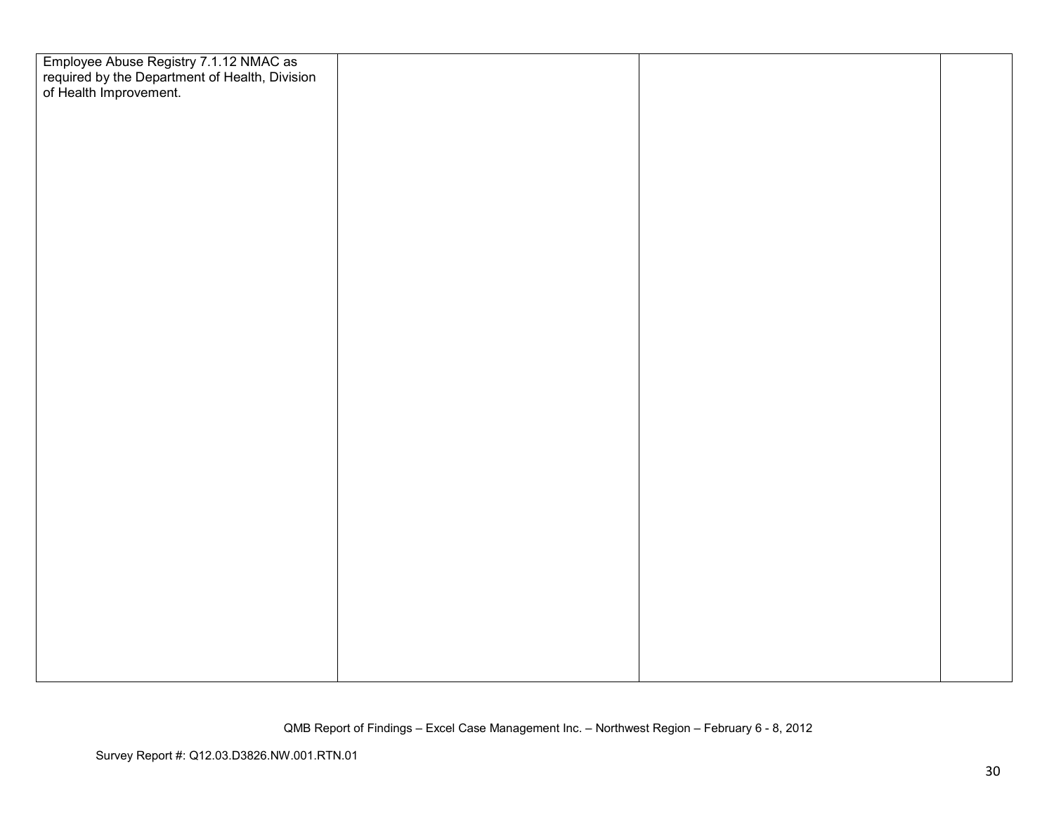| | | | |
|---|---|---|---|
| Employee Abuse Registry 7.1.12 NMAC as required by the Department of Health, Division of Health Improvement. | | | |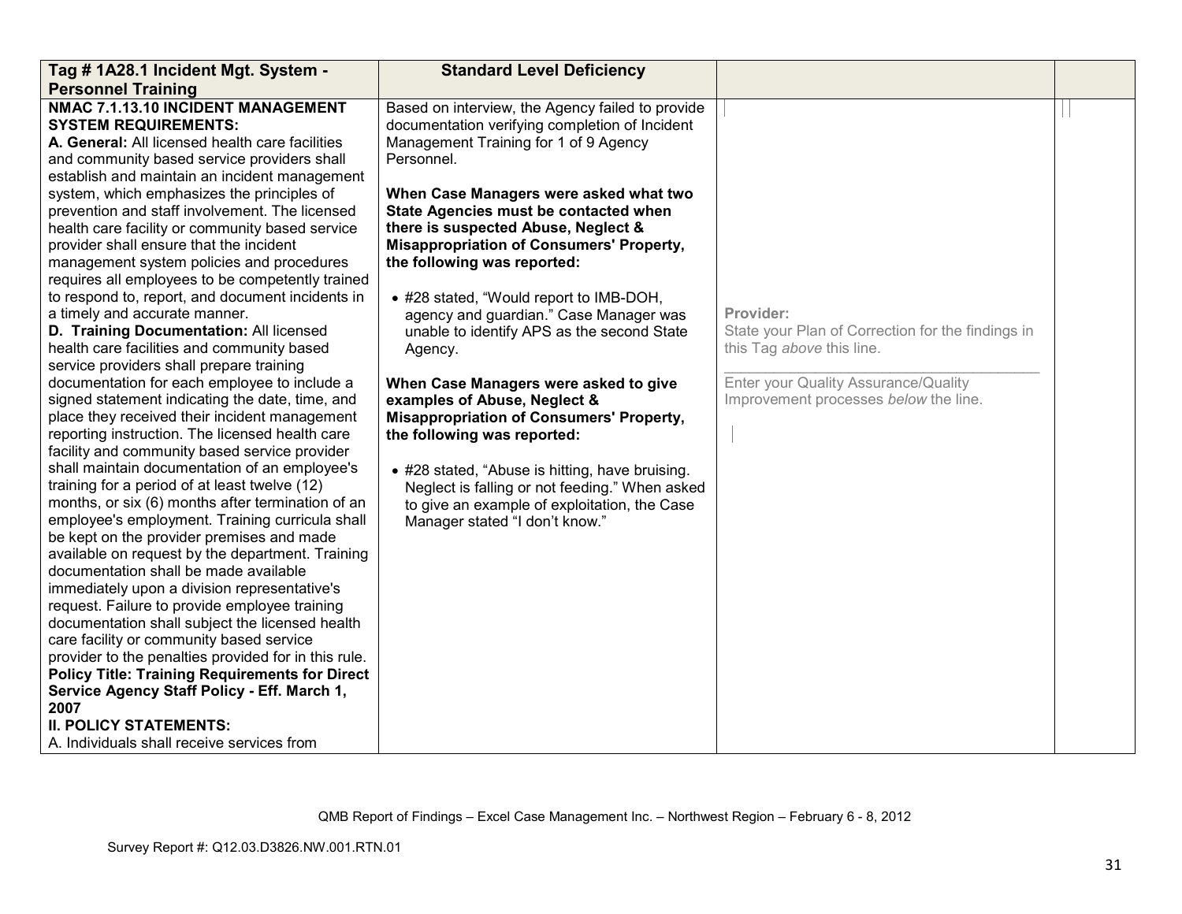| Tag # 1A28.1 Incident Mgt. System - Personnel Training | Standard Level Deficiency | | |
|---|---|---|---|
| **NMAC 7.1.13.10 INCIDENT MANAGEMENT SYSTEM REQUIREMENTS:**<br>**A. General:** All licensed health care facilities and community based service providers shall establish and maintain an incident management system, which emphasizes the principles of prevention and staff involvement. The licensed health care facility or community based service provider shall ensure that the incident management system policies and procedures requires all employees to be competently trained to respond to, report, and document incidents in a timely and accurate manner.<br>**D. Training Documentation:** All licensed health care facilities and community based service providers shall prepare training documentation for each employee to include a signed statement indicating the date, time, and place they received their incident management reporting instruction. The licensed health care facility and community based service provider shall maintain documentation of an employee's training for a period of at least twelve (12) months, or six (6) months after termination of an employee's employment. Training curricula shall be kept on the provider premises and made available on request by the department. Training documentation shall be made available immediately upon a division representative's request. Failure to provide employee training documentation shall subject the licensed health care facility or community based service provider to the penalties provided for in this rule.<br>**Policy Title: Training Requirements for Direct Service Agency Staff Policy - Eff. March 1, 2007**<br>**II. POLICY STATEMENTS:**<br>A. Individuals shall receive services from | Based on interview, the Agency failed to provide documentation verifying completion of Incident Management Training for 1 of 9 Agency Personnel.<br><br>**When Case Managers were asked what two State Agencies must be contacted when there is suspected Abuse, Neglect & Misappropriation of Consumers' Property, the following was reported:**<br><br>• #28 stated, "Would report to IMB-DOH, agency and guardian." Case Manager was unable to identify APS as the second State Agency.<br><br>**When Case Managers were asked to give examples of Abuse, Neglect & Misappropriation of Consumers' Property, the following was reported:**<br><br>• #28 stated, "Abuse is hitting, have bruising. Neglect is falling or not feeding." When asked to give an example of exploitation, the Case Manager stated "I don't know." | **Provider:**<br>State your Plan of Correction for the findings in this Tag *above* this line.<br><br>Enter your Quality Assurance/Quality Improvement processes *below* the line. | |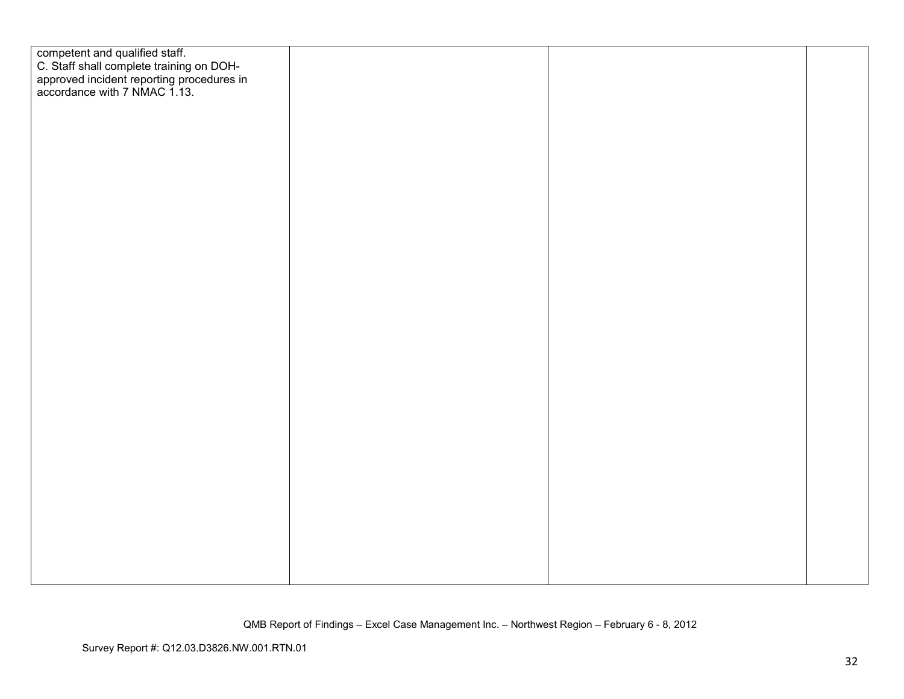| | | | |
|---|---|---|---|
| competent and qualified staff.<br>C. Staff shall complete training on DOH-approved incident reporting procedures in accordance with 7 NMAC 1.13. | | | |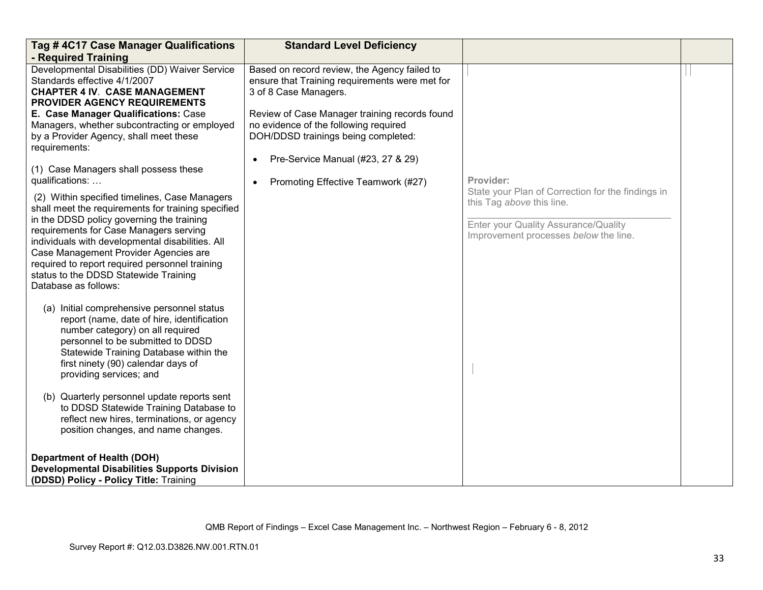| Tag # 4C17 Case Manager Qualifications - Required Training | Standard Level Deficiency | | |
|---|---|---|---|
| Developmental Disabilities (DD) Waiver Service Standards effective 4/1/2007<br>**CHAPTER 4 IV. CASE MANAGEMENT PROVIDER AGENCY REQUIREMENTS**<br>**E. Case Manager Qualifications:** Case Managers, whether subcontracting or employed by a Provider Agency, shall meet these requirements:<br><br>(1) Case Managers shall possess these qualifications: …<br><br>(2) Within specified timelines, Case Managers shall meet the requirements for training specified in the DDSD policy governing the training requirements for Case Managers serving individuals with developmental disabilities. All Case Management Provider Agencies are required to report required personnel training status to the DDSD Statewide Training Database as follows:<br><br>(a) Initial comprehensive personnel status report (name, date of hire, identification number category) on all required personnel to be submitted to DDSD Statewide Training Database within the first ninety (90) calendar days of providing services; and<br><br>(b) Quarterly personnel update reports sent to DDSD Statewide Training Database to reflect new hires, terminations, or agency position changes, and name changes.<br><br>**Department of Health (DOH) Developmental Disabilities Supports Division (DDSD) Policy - Policy Title:** Training | Based on record review, the Agency failed to ensure that Training requirements were met for 3 of 8 Case Managers.<br><br>Review of Case Manager training records found no evidence of the following required DOH/DDSD trainings being completed:<br><br>• Pre-Service Manual (#23, 27 & 29)<br><br>• Promoting Effective Teamwork (#27) | **Provider:**<br>State your Plan of Correction for the findings in this Tag *above* this line.<br>\_\_\_\_\_\_\_\_\_\_\_\_\_\_\_\_\_\_\_\_\_\_\_\_\_\_\_\_\_\_\_\_\_\_\_\_\_\_<br>Enter your Quality Assurance/Quality Improvement processes *below* the line. | |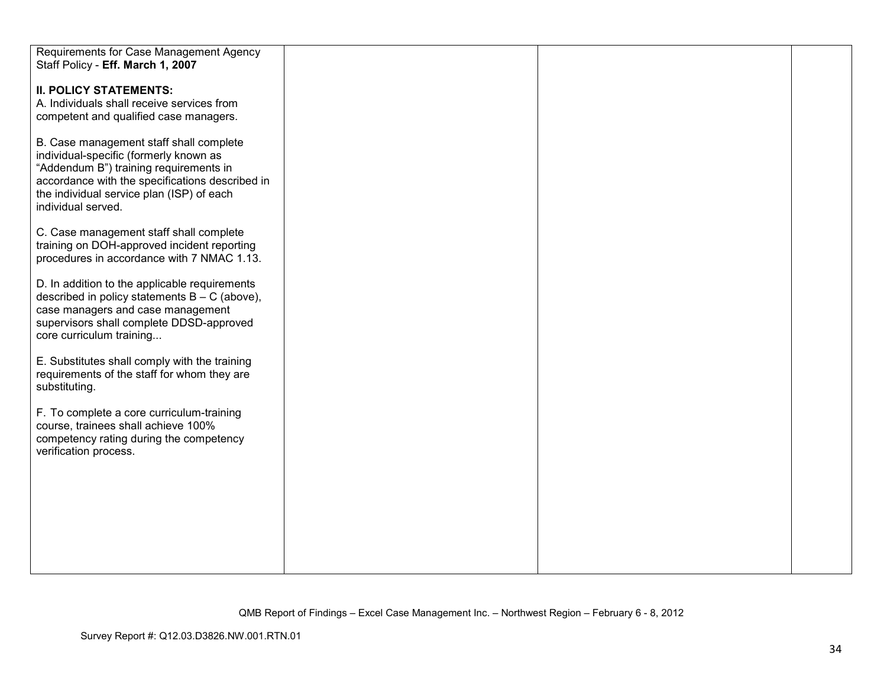| | | | |
|---|---|---|---|
| Requirements for Case Management Agency Staff Policy - **Eff. March 1, 2007**<br><br>**II. POLICY STATEMENTS:**<br>A. Individuals shall receive services from competent and qualified case managers.<br><br>B. Case management staff shall complete individual-specific (formerly known as "Addendum B") training requirements in accordance with the specifications described in the individual service plan (ISP) of each individual served.<br><br>C. Case management staff shall complete training on DOH-approved incident reporting procedures in accordance with 7 NMAC 1.13.<br><br>D. In addition to the applicable requirements described in policy statements B – C (above), case managers and case management supervisors shall complete DDSD-approved core curriculum training...<br><br>E. Substitutes shall comply with the training requirements of the staff for whom they are substituting.<br><br>F. To complete a core curriculum-training course, trainees shall achieve 100% competency rating during the competency verification process. | | | |

QMB Report of Findings – Excel Case Management Inc. – Northwest Region – February 6 - 8, 2012

Survey Report #: Q12.03.D3826.NW.001.RTN.01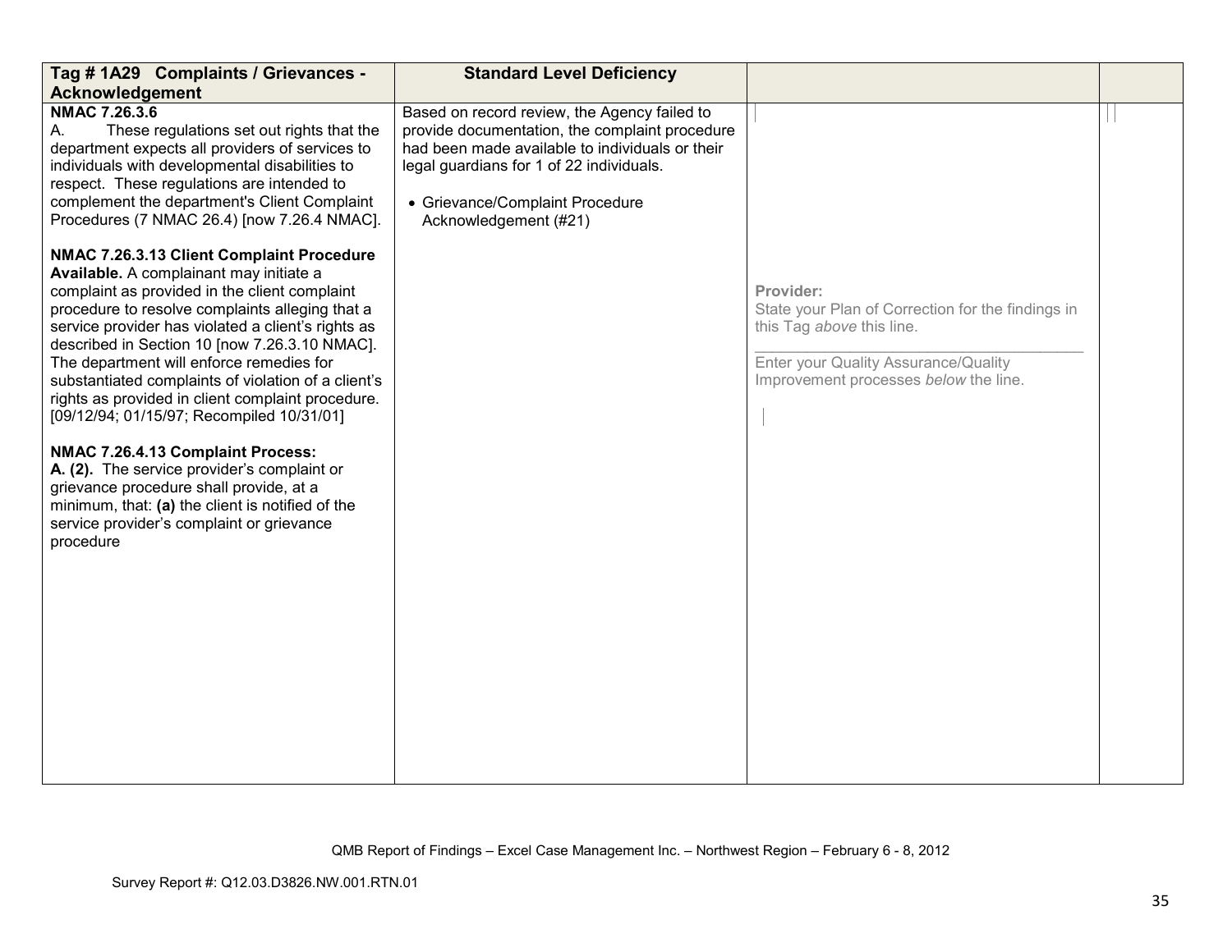| Tag # 1A29 Complaints / Grievances - Acknowledgement | Standard Level Deficiency | | |
|---|---|---|---|
| **NMAC 7.26.3.6**<br>A. These regulations set out rights that the department expects all providers of services to individuals with developmental disabilities to respect. These regulations are intended to complement the department's Client Complaint Procedures (7 NMAC 26.4) [now 7.26.4 NMAC].<br><br>**NMAC 7.26.3.13 Client Complaint Procedure Available.** A complainant may initiate a complaint as provided in the client complaint procedure to resolve complaints alleging that a service provider has violated a client's rights as described in Section 10 [now 7.26.3.10 NMAC]. The department will enforce remedies for substantiated complaints of violation of a client's rights as provided in client complaint procedure. [09/12/94; 01/15/97; Recompiled 10/31/01]<br><br>**NMAC 7.26.4.13 Complaint Process:**<br>**A. (2).** The service provider's complaint or grievance procedure shall provide, at a minimum, that: **(a)** the client is notified of the service provider's complaint or grievance procedure | Based on record review, the Agency failed to provide documentation, the complaint procedure had been made available to individuals or their legal guardians for 1 of 22 individuals.<br><br>• Grievance/Complaint Procedure Acknowledgement (#21) | **Provider:**<br>State your Plan of Correction for the findings in this Tag *above* this line.<br>\_\_\_\_\_\_\_\_\_\_\_\_\_\_\_\_\_\_\_\_\_\_\_\_\_\_\_\_\_\_\_\_\_\_\_\_\_\_<br>Enter your Quality Assurance/Quality Improvement processes *below* the line. | |

QMB Report of Findings – Excel Case Management Inc. – Northwest Region – February 6 - 8, 2012

Survey Report #: Q12.03.D3826.NW.001.RTN.01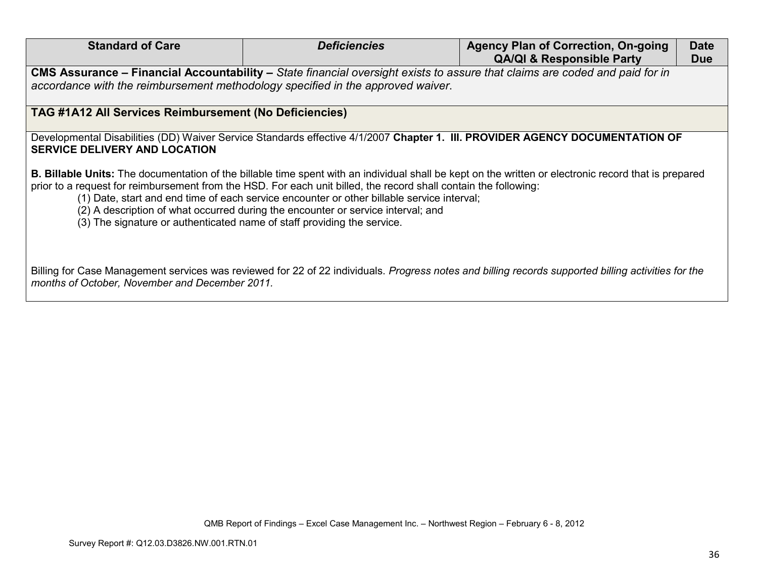| Standard of Care | *Deficiencies* | Agency Plan of Correction, On-going QA/QI & Responsible Party | Date Due |
|---|---|---|---|
| **CMS Assurance – Financial Accountability –** *State financial oversight exists to assure that claims are coded and paid for in accordance with the reimbursement methodology specified in the approved waiver*. | | | |
| **TAG #1A12 All Services Reimbursement (No Deficiencies)** | | | |

Developmental Disabilities (DD) Waiver Service Standards effective 4/1/2007 **Chapter 1. III. PROVIDER AGENCY DOCUMENTATION OF SERVICE DELIVERY AND LOCATION**

**B. Billable Units:** The documentation of the billable time spent with an individual shall be kept on the written or electronic record that is prepared prior to a request for reimbursement from the HSD. For each unit billed, the record shall contain the following:

(1) Date, start and end time of each service encounter or other billable service interval;

(2) A description of what occurred during the encounter or service interval; and

(3) The signature or authenticated name of staff providing the service.

Billing for Case Management services was reviewed for 22 of 22 individuals. *Progress notes and billing records supported billing activities for the months of October, November and December 2011.*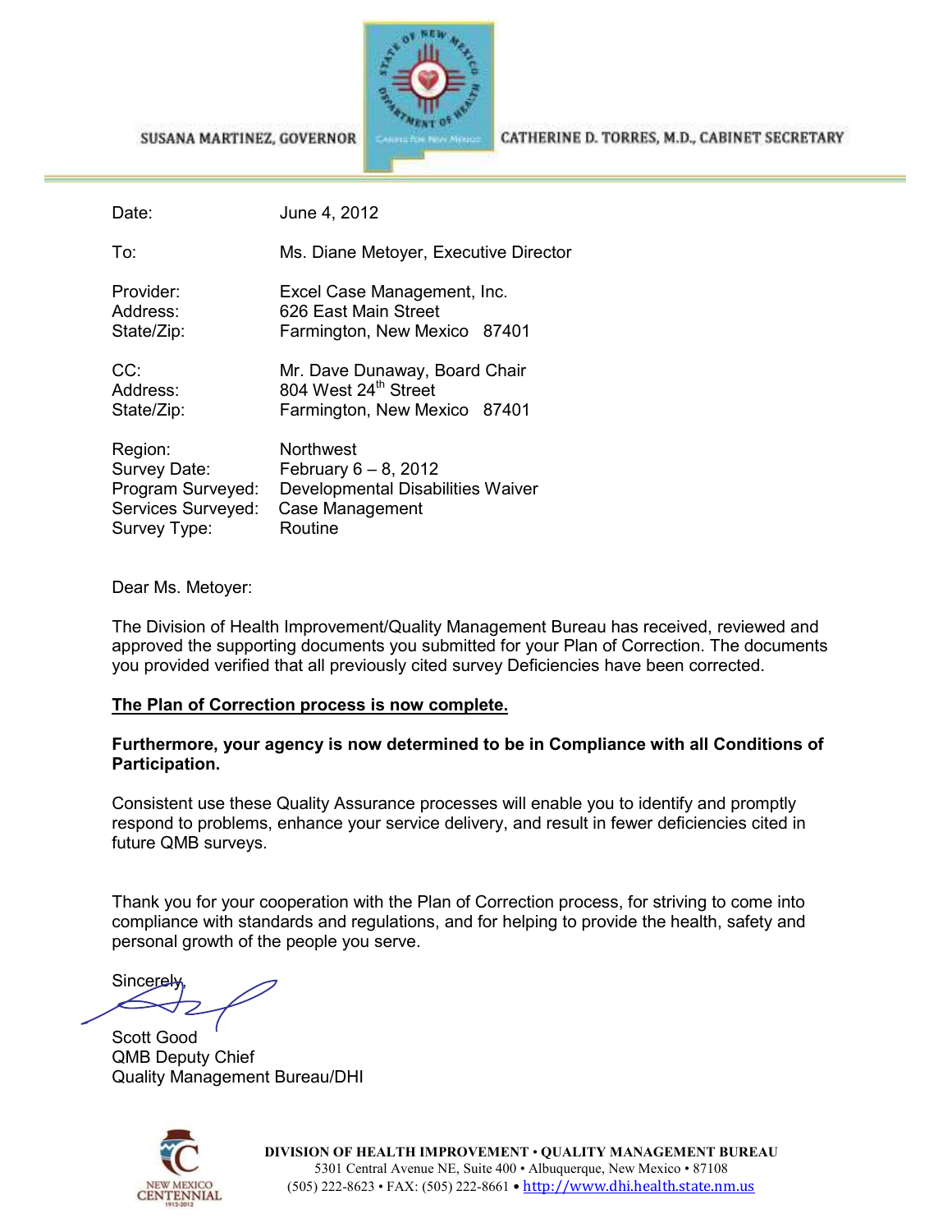SUSANA MARTINEZ, GOVERNOR CATHERINE D. TORRES, M.D., CABINET SECRETARY

| | |
|---|---|
| Date: | June 4, 2012 |
| To: | Ms. Diane Metoyer, Executive Director |
| Provider: | Excel Case Management, Inc. |
| Address: | 626 East Main Street |
| State/Zip: | Farmington, New Mexico 87401 |
| CC: | Mr. Dave Dunaway, Board Chair |
| Address: | 804 West 24th Street |
| State/Zip: | Farmington, New Mexico 87401 |
| Region: | Northwest |
| Survey Date: | February 6 – 8, 2012 |
| Program Surveyed: | Developmental Disabilities Waiver |
| Services Surveyed: | Case Management |
| Survey Type: | Routine |

Dear Ms. Metoyer:

The Division of Health Improvement/Quality Management Bureau has received, reviewed and approved the supporting documents you submitted for your Plan of Correction. The documents you provided verified that all previously cited survey Deficiencies have been corrected.

**The Plan of Correction process is now complete.**

**Furthermore, your agency is now determined to be in Compliance with all Conditions of Participation.**

Consistent use these Quality Assurance processes will enable you to identify and promptly respond to problems, enhance your service delivery, and result in fewer deficiencies cited in future QMB surveys.

Thank you for your cooperation with the Plan of Correction process, for striving to come into compliance with standards and regulations, and for helping to provide the health, safety and personal growth of the people you serve.

Sincerely,

Scott Good
QMB Deputy Chief
Quality Management Bureau/DHI

DIVISION OF HEALTH IMPROVEMENT • QUALITY MANAGEMENT BUREAU
5301 Central Avenue NE, Suite 400 • Albuquerque, New Mexico • 87108
(505) 222-8623 • FAX: (505) 222-8661 • http://www.dhi.health.state.nm.us